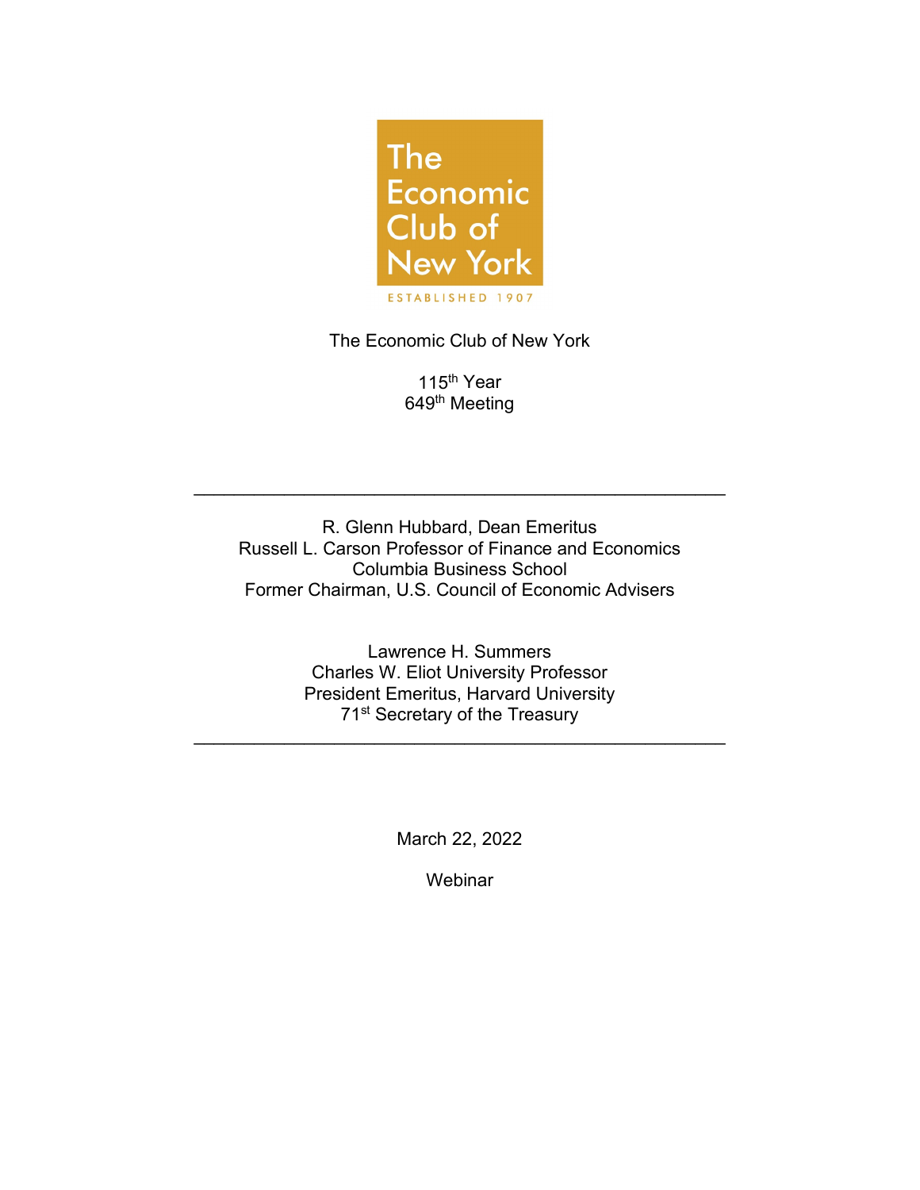The Economic Club of New York

ESTABLISHED 1907

The Economic Club of New York

115th Year
649th Meeting

---

R. Glenn Hubbard, Dean Emeritus
Russell L. Carson Professor of Finance and Economics
Columbia Business School
Former Chairman, U.S. Council of Economic Advisers

Lawrence H. Summers
Charles W. Eliot University Professor
President Emeritus, Harvard University
71st Secretary of the Treasury

---

March 22, 2022

Webinar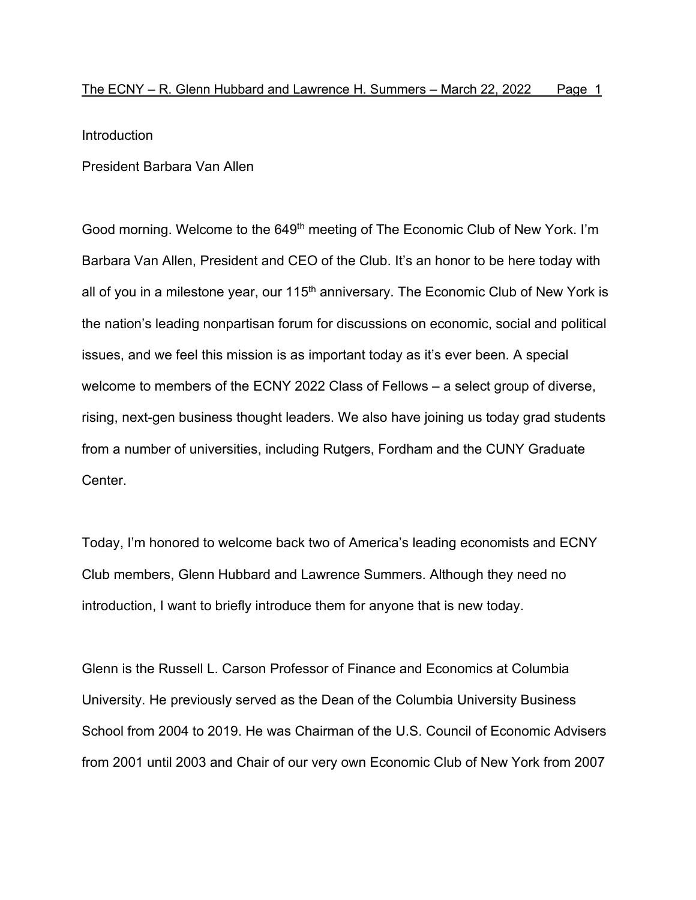Introduction

President Barbara Van Allen

Good morning. Welcome to the 649th meeting of The Economic Club of New York. I'm Barbara Van Allen, President and CEO of the Club. It's an honor to be here today with all of you in a milestone year, our 115th anniversary. The Economic Club of New York is the nation's leading nonpartisan forum for discussions on economic, social and political issues, and we feel this mission is as important today as it's ever been. A special welcome to members of the ECNY 2022 Class of Fellows – a select group of diverse, rising, next-gen business thought leaders. We also have joining us today grad students from a number of universities, including Rutgers, Fordham and the CUNY Graduate Center.

Today, I'm honored to welcome back two of America's leading economists and ECNY Club members, Glenn Hubbard and Lawrence Summers. Although they need no introduction, I want to briefly introduce them for anyone that is new today.

Glenn is the Russell L. Carson Professor of Finance and Economics at Columbia University. He previously served as the Dean of the Columbia University Business School from 2004 to 2019. He was Chairman of the U.S. Council of Economic Advisers from 2001 until 2003 and Chair of our very own Economic Club of New York from 2007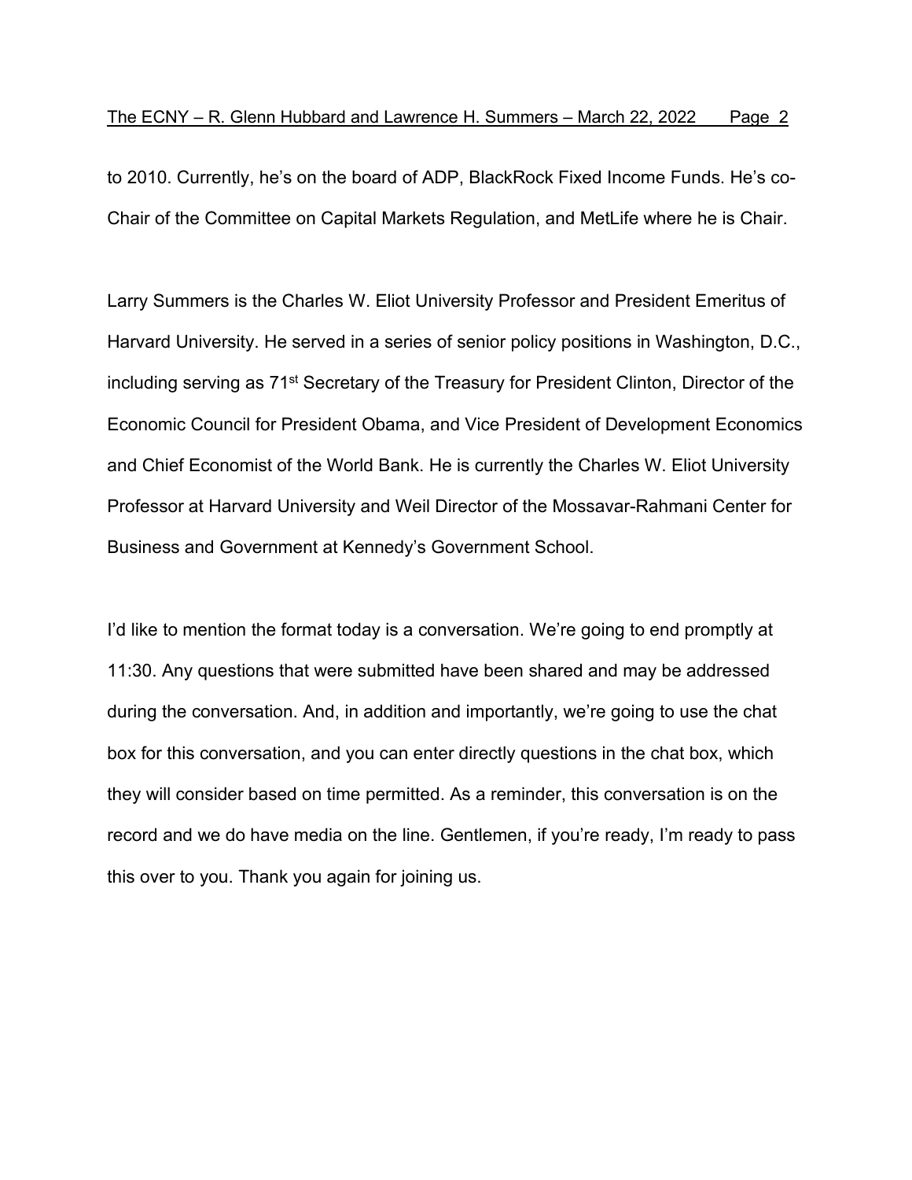to 2010. Currently, he's on the board of ADP, BlackRock Fixed Income Funds. He's co-Chair of the Committee on Capital Markets Regulation, and MetLife where he is Chair.

Larry Summers is the Charles W. Eliot University Professor and President Emeritus of Harvard University. He served in a series of senior policy positions in Washington, D.C., including serving as 71st Secretary of the Treasury for President Clinton, Director of the Economic Council for President Obama, and Vice President of Development Economics and Chief Economist of the World Bank. He is currently the Charles W. Eliot University Professor at Harvard University and Weil Director of the Mossavar-Rahmani Center for Business and Government at Kennedy's Government School.

I'd like to mention the format today is a conversation. We're going to end promptly at 11:30. Any questions that were submitted have been shared and may be addressed during the conversation. And, in addition and importantly, we're going to use the chat box for this conversation, and you can enter directly questions in the chat box, which they will consider based on time permitted. As a reminder, this conversation is on the record and we do have media on the line. Gentlemen, if you're ready, I'm ready to pass this over to you. Thank you again for joining us.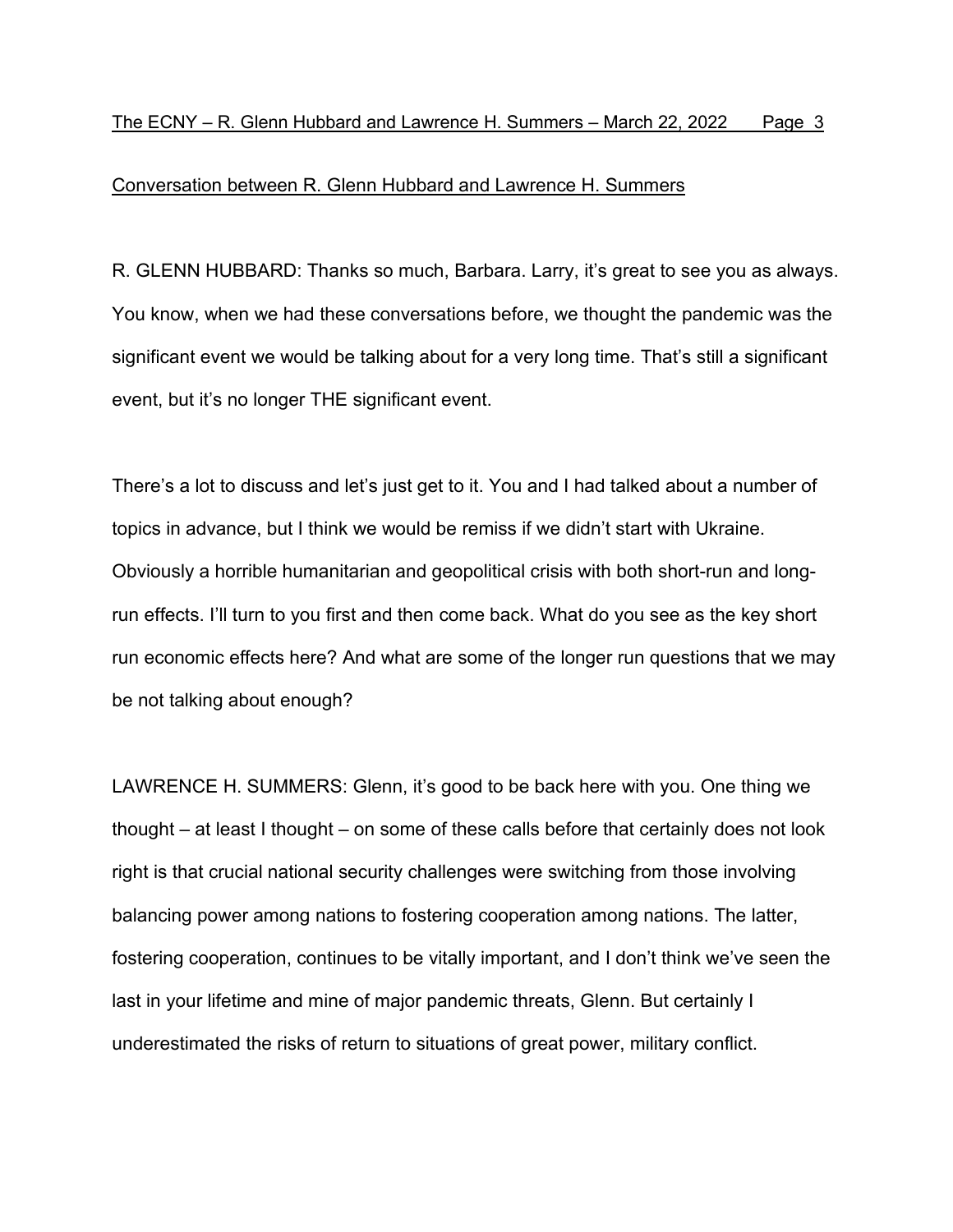Conversation between R. Glenn Hubbard and Lawrence H. Summers

R. GLENN HUBBARD: Thanks so much, Barbara. Larry, it's great to see you as always. You know, when we had these conversations before, we thought the pandemic was the significant event we would be talking about for a very long time. That's still a significant event, but it's no longer THE significant event.

There's a lot to discuss and let's just get to it. You and I had talked about a number of topics in advance, but I think we would be remiss if we didn't start with Ukraine. Obviously a horrible humanitarian and geopolitical crisis with both short-run and long-run effects. I'll turn to you first and then come back. What do you see as the key short run economic effects here? And what are some of the longer run questions that we may be not talking about enough?

LAWRENCE H. SUMMERS: Glenn, it's good to be back here with you. One thing we thought – at least I thought – on some of these calls before that certainly does not look right is that crucial national security challenges were switching from those involving balancing power among nations to fostering cooperation among nations. The latter, fostering cooperation, continues to be vitally important, and I don't think we've seen the last in your lifetime and mine of major pandemic threats, Glenn. But certainly I underestimated the risks of return to situations of great power, military conflict.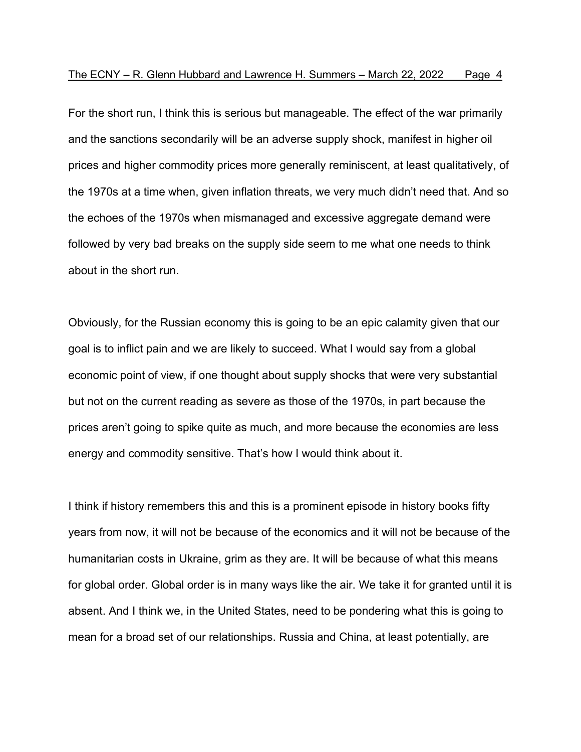For the short run, I think this is serious but manageable. The effect of the war primarily and the sanctions secondarily will be an adverse supply shock, manifest in higher oil prices and higher commodity prices more generally reminiscent, at least qualitatively, of the 1970s at a time when, given inflation threats, we very much didn't need that. And so the echoes of the 1970s when mismanaged and excessive aggregate demand were followed by very bad breaks on the supply side seem to me what one needs to think about in the short run.

Obviously, for the Russian economy this is going to be an epic calamity given that our goal is to inflict pain and we are likely to succeed. What I would say from a global economic point of view, if one thought about supply shocks that were very substantial but not on the current reading as severe as those of the 1970s, in part because the prices aren't going to spike quite as much, and more because the economies are less energy and commodity sensitive. That's how I would think about it.

I think if history remembers this and this is a prominent episode in history books fifty years from now, it will not be because of the economics and it will not be because of the humanitarian costs in Ukraine, grim as they are. It will be because of what this means for global order. Global order is in many ways like the air. We take it for granted until it is absent. And I think we, in the United States, need to be pondering what this is going to mean for a broad set of our relationships. Russia and China, at least potentially, are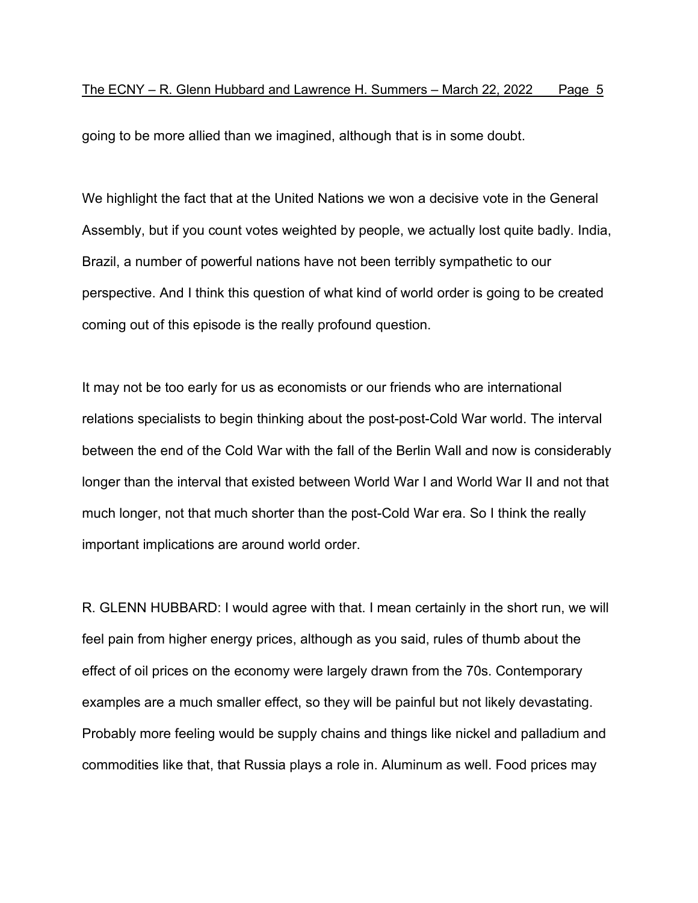going to be more allied than we imagined, although that is in some doubt.

We highlight the fact that at the United Nations we won a decisive vote in the General Assembly, but if you count votes weighted by people, we actually lost quite badly. India, Brazil, a number of powerful nations have not been terribly sympathetic to our perspective. And I think this question of what kind of world order is going to be created coming out of this episode is the really profound question.

It may not be too early for us as economists or our friends who are international relations specialists to begin thinking about the post-post-Cold War world. The interval between the end of the Cold War with the fall of the Berlin Wall and now is considerably longer than the interval that existed between World War I and World War II and not that much longer, not that much shorter than the post-Cold War era. So I think the really important implications are around world order.

R. GLENN HUBBARD: I would agree with that. I mean certainly in the short run, we will feel pain from higher energy prices, although as you said, rules of thumb about the effect of oil prices on the economy were largely drawn from the 70s. Contemporary examples are a much smaller effect, so they will be painful but not likely devastating. Probably more feeling would be supply chains and things like nickel and palladium and commodities like that, that Russia plays a role in. Aluminum as well. Food prices may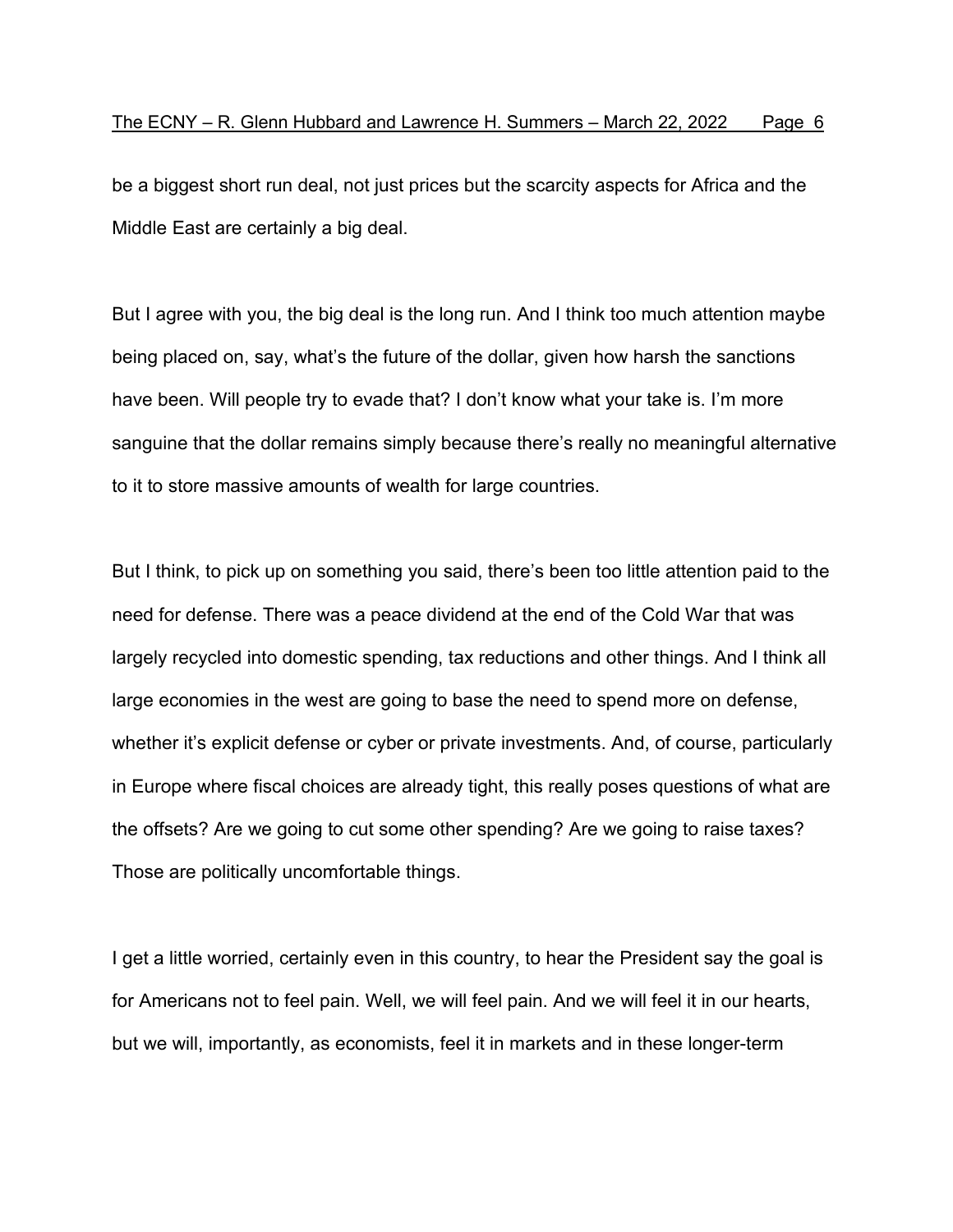be a biggest short run deal, not just prices but the scarcity aspects for Africa and the Middle East are certainly a big deal.

But I agree with you, the big deal is the long run. And I think too much attention maybe being placed on, say, what's the future of the dollar, given how harsh the sanctions have been. Will people try to evade that? I don't know what your take is. I'm more sanguine that the dollar remains simply because there's really no meaningful alternative to it to store massive amounts of wealth for large countries.

But I think, to pick up on something you said, there's been too little attention paid to the need for defense. There was a peace dividend at the end of the Cold War that was largely recycled into domestic spending, tax reductions and other things. And I think all large economies in the west are going to base the need to spend more on defense, whether it's explicit defense or cyber or private investments. And, of course, particularly in Europe where fiscal choices are already tight, this really poses questions of what are the offsets? Are we going to cut some other spending? Are we going to raise taxes? Those are politically uncomfortable things.

I get a little worried, certainly even in this country, to hear the President say the goal is for Americans not to feel pain. Well, we will feel pain. And we will feel it in our hearts, but we will, importantly, as economists, feel it in markets and in these longer-term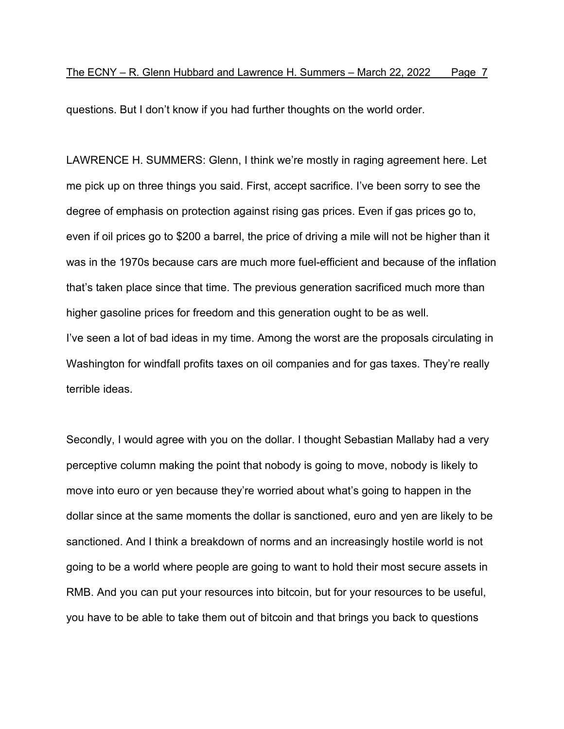questions. But I don't know if you had further thoughts on the world order.

LAWRENCE H. SUMMERS: Glenn, I think we're mostly in raging agreement here. Let me pick up on three things you said. First, accept sacrifice. I've been sorry to see the degree of emphasis on protection against rising gas prices. Even if gas prices go to, even if oil prices go to $200 a barrel, the price of driving a mile will not be higher than it was in the 1970s because cars are much more fuel-efficient and because of the inflation that's taken place since that time. The previous generation sacrificed much more than higher gasoline prices for freedom and this generation ought to be as well.
I've seen a lot of bad ideas in my time. Among the worst are the proposals circulating in Washington for windfall profits taxes on oil companies and for gas taxes. They're really terrible ideas.

Secondly, I would agree with you on the dollar. I thought Sebastian Mallaby had a very perceptive column making the point that nobody is going to move, nobody is likely to move into euro or yen because they're worried about what's going to happen in the dollar since at the same moments the dollar is sanctioned, euro and yen are likely to be sanctioned. And I think a breakdown of norms and an increasingly hostile world is not going to be a world where people are going to want to hold their most secure assets in RMB. And you can put your resources into bitcoin, but for your resources to be useful, you have to be able to take them out of bitcoin and that brings you back to questions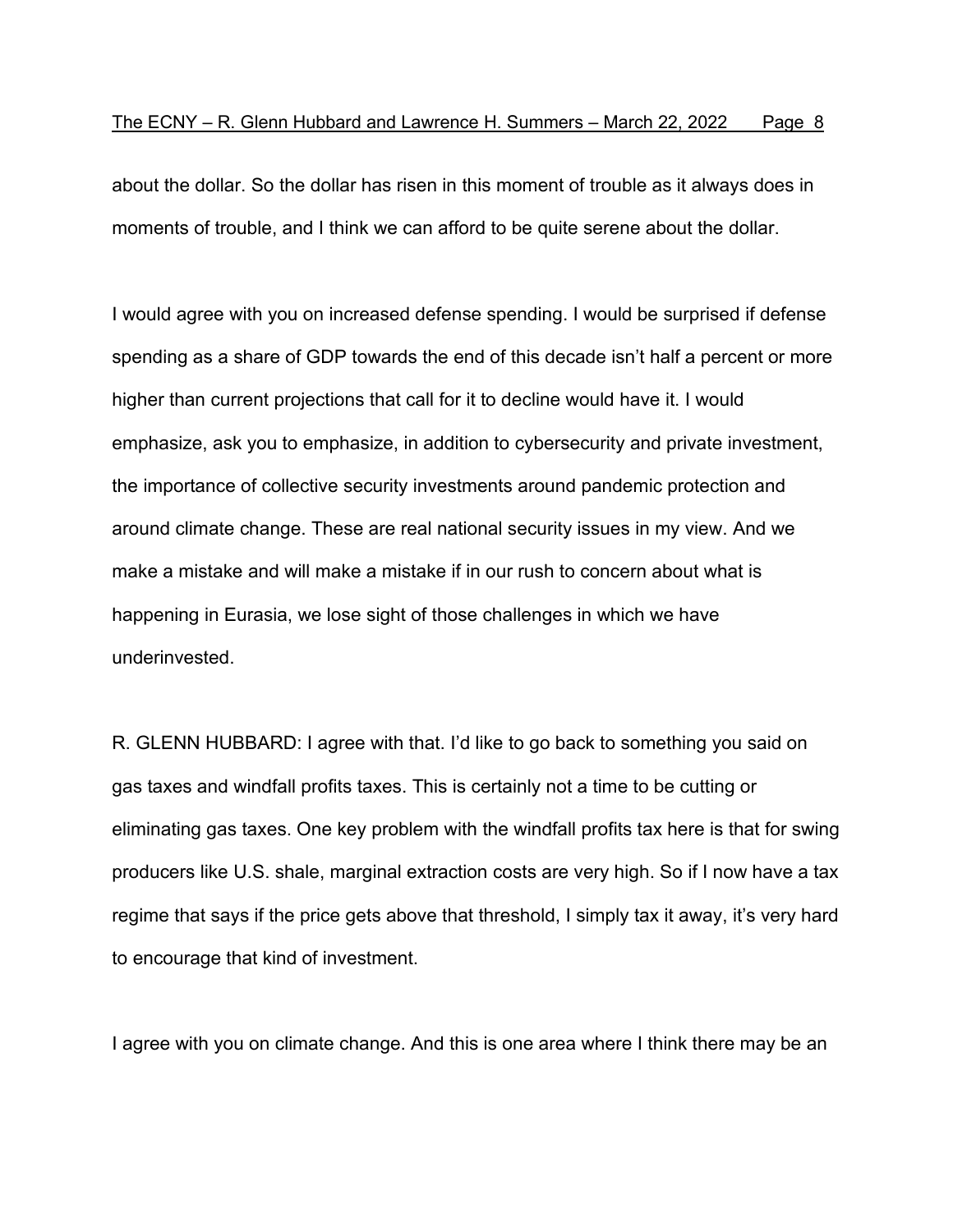about the dollar. So the dollar has risen in this moment of trouble as it always does in moments of trouble, and I think we can afford to be quite serene about the dollar.

I would agree with you on increased defense spending. I would be surprised if defense spending as a share of GDP towards the end of this decade isn't half a percent or more higher than current projections that call for it to decline would have it. I would emphasize, ask you to emphasize, in addition to cybersecurity and private investment, the importance of collective security investments around pandemic protection and around climate change. These are real national security issues in my view. And we make a mistake and will make a mistake if in our rush to concern about what is happening in Eurasia, we lose sight of those challenges in which we have underinvested.

R. GLENN HUBBARD: I agree with that. I'd like to go back to something you said on gas taxes and windfall profits taxes. This is certainly not a time to be cutting or eliminating gas taxes. One key problem with the windfall profits tax here is that for swing producers like U.S. shale, marginal extraction costs are very high. So if I now have a tax regime that says if the price gets above that threshold, I simply tax it away, it's very hard to encourage that kind of investment.

I agree with you on climate change. And this is one area where I think there may be an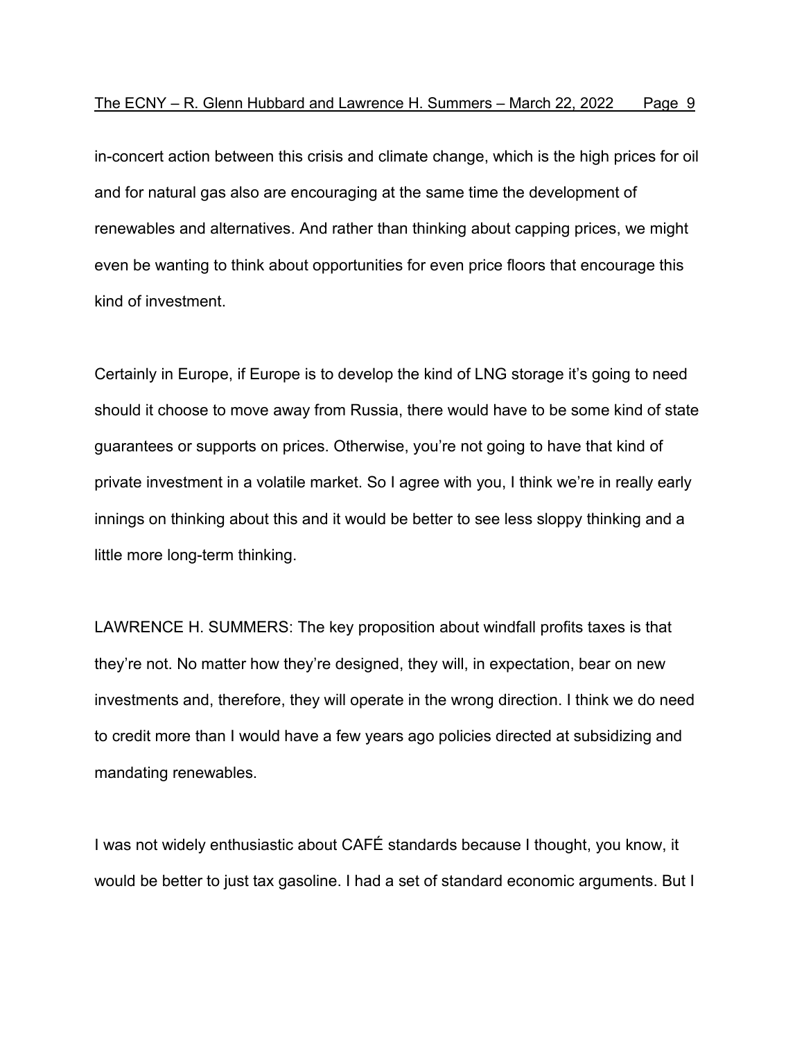in-concert action between this crisis and climate change, which is the high prices for oil and for natural gas also are encouraging at the same time the development of renewables and alternatives. And rather than thinking about capping prices, we might even be wanting to think about opportunities for even price floors that encourage this kind of investment.

Certainly in Europe, if Europe is to develop the kind of LNG storage it's going to need should it choose to move away from Russia, there would have to be some kind of state guarantees or supports on prices. Otherwise, you're not going to have that kind of private investment in a volatile market. So I agree with you, I think we're in really early innings on thinking about this and it would be better to see less sloppy thinking and a little more long-term thinking.

LAWRENCE H. SUMMERS: The key proposition about windfall profits taxes is that they're not. No matter how they're designed, they will, in expectation, bear on new investments and, therefore, they will operate in the wrong direction. I think we do need to credit more than I would have a few years ago policies directed at subsidizing and mandating renewables.

I was not widely enthusiastic about CAFÉ standards because I thought, you know, it would be better to just tax gasoline. I had a set of standard economic arguments. But I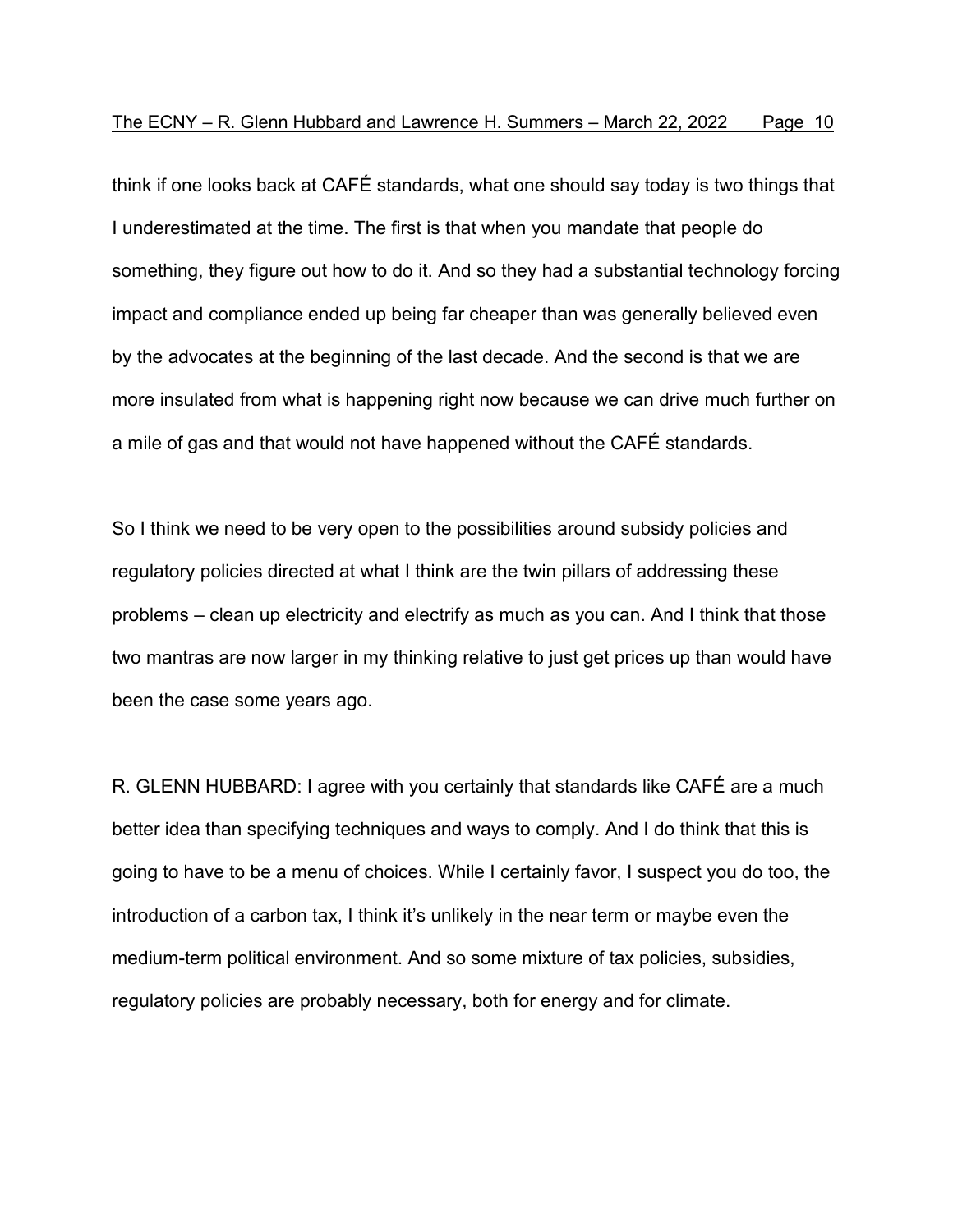think if one looks back at CAFÉ standards, what one should say today is two things that I underestimated at the time. The first is that when you mandate that people do something, they figure out how to do it. And so they had a substantial technology forcing impact and compliance ended up being far cheaper than was generally believed even by the advocates at the beginning of the last decade. And the second is that we are more insulated from what is happening right now because we can drive much further on a mile of gas and that would not have happened without the CAFÉ standards.

So I think we need to be very open to the possibilities around subsidy policies and regulatory policies directed at what I think are the twin pillars of addressing these problems – clean up electricity and electrify as much as you can. And I think that those two mantras are now larger in my thinking relative to just get prices up than would have been the case some years ago.

R. GLENN HUBBARD: I agree with you certainly that standards like CAFÉ are a much better idea than specifying techniques and ways to comply. And I do think that this is going to have to be a menu of choices. While I certainly favor, I suspect you do too, the introduction of a carbon tax, I think it's unlikely in the near term or maybe even the medium-term political environment. And so some mixture of tax policies, subsidies, regulatory policies are probably necessary, both for energy and for climate.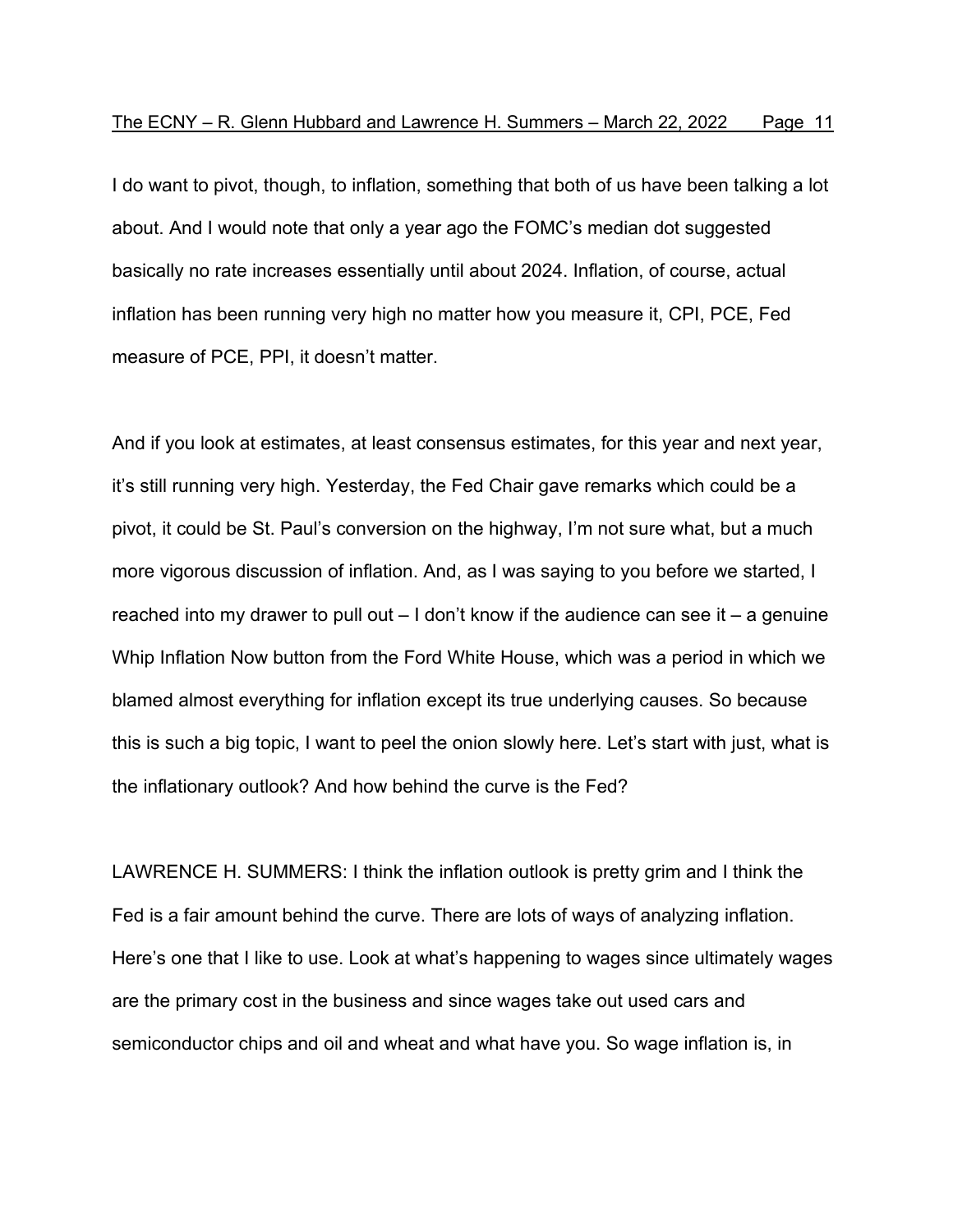I do want to pivot, though, to inflation, something that both of us have been talking a lot about. And I would note that only a year ago the FOMC's median dot suggested basically no rate increases essentially until about 2024. Inflation, of course, actual inflation has been running very high no matter how you measure it, CPI, PCE, Fed measure of PCE, PPI, it doesn't matter.

And if you look at estimates, at least consensus estimates, for this year and next year, it's still running very high. Yesterday, the Fed Chair gave remarks which could be a pivot, it could be St. Paul's conversion on the highway, I'm not sure what, but a much more vigorous discussion of inflation. And, as I was saying to you before we started, I reached into my drawer to pull out – I don't know if the audience can see it – a genuine Whip Inflation Now button from the Ford White House, which was a period in which we blamed almost everything for inflation except its true underlying causes. So because this is such a big topic, I want to peel the onion slowly here. Let's start with just, what is the inflationary outlook? And how behind the curve is the Fed?

LAWRENCE H. SUMMERS: I think the inflation outlook is pretty grim and I think the Fed is a fair amount behind the curve. There are lots of ways of analyzing inflation. Here's one that I like to use. Look at what's happening to wages since ultimately wages are the primary cost in the business and since wages take out used cars and semiconductor chips and oil and wheat and what have you. So wage inflation is, in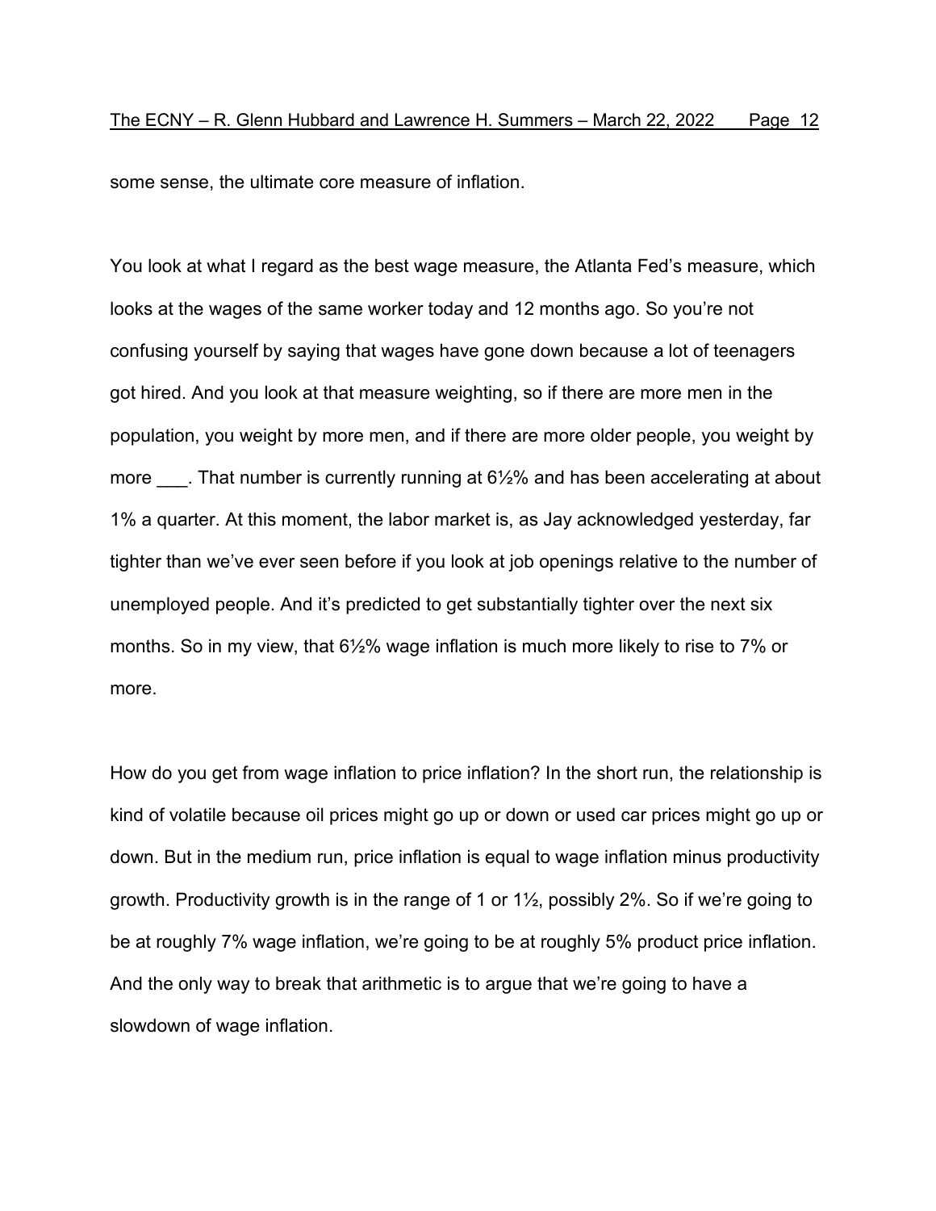some sense, the ultimate core measure of inflation.

You look at what I regard as the best wage measure, the Atlanta Fed's measure, which looks at the wages of the same worker today and 12 months ago. So you're not confusing yourself by saying that wages have gone down because a lot of teenagers got hired. And you look at that measure weighting, so if there are more men in the population, you weight by more men, and if there are more older people, you weight by more ___. That number is currently running at 6½% and has been accelerating at about 1% a quarter. At this moment, the labor market is, as Jay acknowledged yesterday, far tighter than we've ever seen before if you look at job openings relative to the number of unemployed people. And it's predicted to get substantially tighter over the next six months. So in my view, that 6½% wage inflation is much more likely to rise to 7% or more.

How do you get from wage inflation to price inflation? In the short run, the relationship is kind of volatile because oil prices might go up or down or used car prices might go up or down. But in the medium run, price inflation is equal to wage inflation minus productivity growth. Productivity growth is in the range of 1 or 1½, possibly 2%. So if we're going to be at roughly 7% wage inflation, we're going to be at roughly 5% product price inflation. And the only way to break that arithmetic is to argue that we're going to have a slowdown of wage inflation.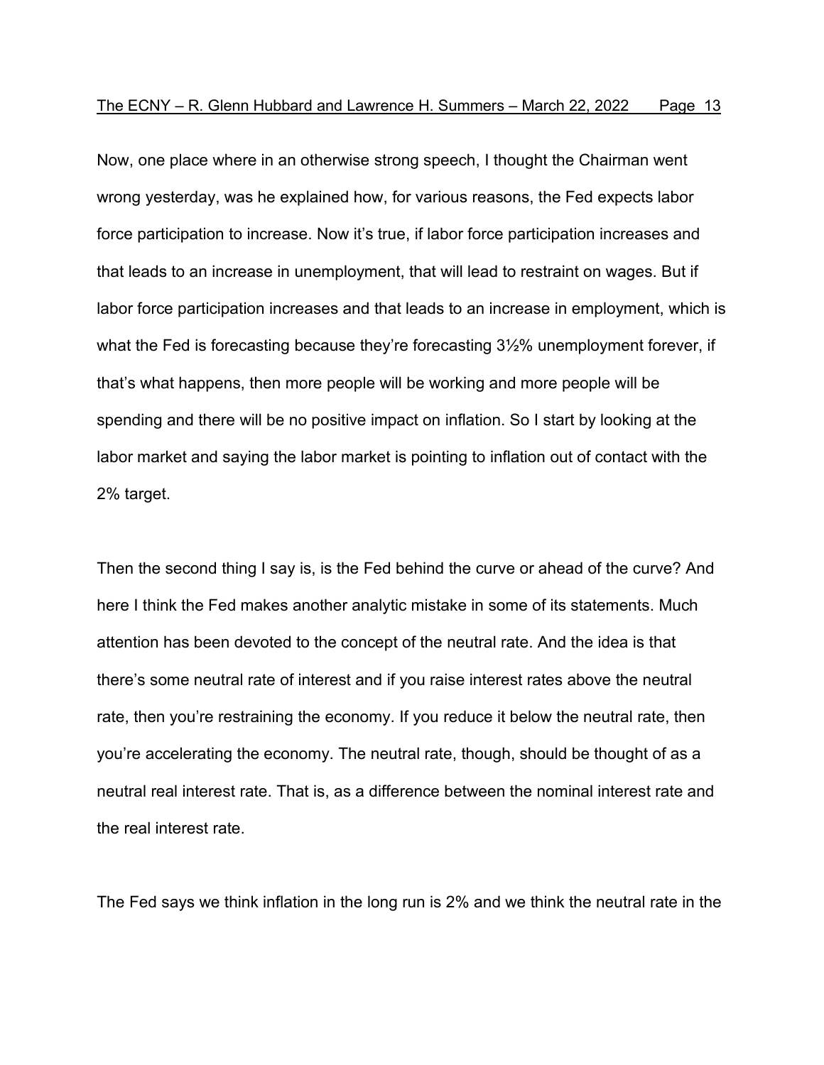Now, one place where in an otherwise strong speech, I thought the Chairman went wrong yesterday, was he explained how, for various reasons, the Fed expects labor force participation to increase. Now it's true, if labor force participation increases and that leads to an increase in unemployment, that will lead to restraint on wages. But if labor force participation increases and that leads to an increase in employment, which is what the Fed is forecasting because they're forecasting 3½% unemployment forever, if that's what happens, then more people will be working and more people will be spending and there will be no positive impact on inflation. So I start by looking at the labor market and saying the labor market is pointing to inflation out of contact with the 2% target.

Then the second thing I say is, is the Fed behind the curve or ahead of the curve? And here I think the Fed makes another analytic mistake in some of its statements. Much attention has been devoted to the concept of the neutral rate. And the idea is that there's some neutral rate of interest and if you raise interest rates above the neutral rate, then you're restraining the economy. If you reduce it below the neutral rate, then you're accelerating the economy. The neutral rate, though, should be thought of as a neutral real interest rate. That is, as a difference between the nominal interest rate and the real interest rate.

The Fed says we think inflation in the long run is 2% and we think the neutral rate in the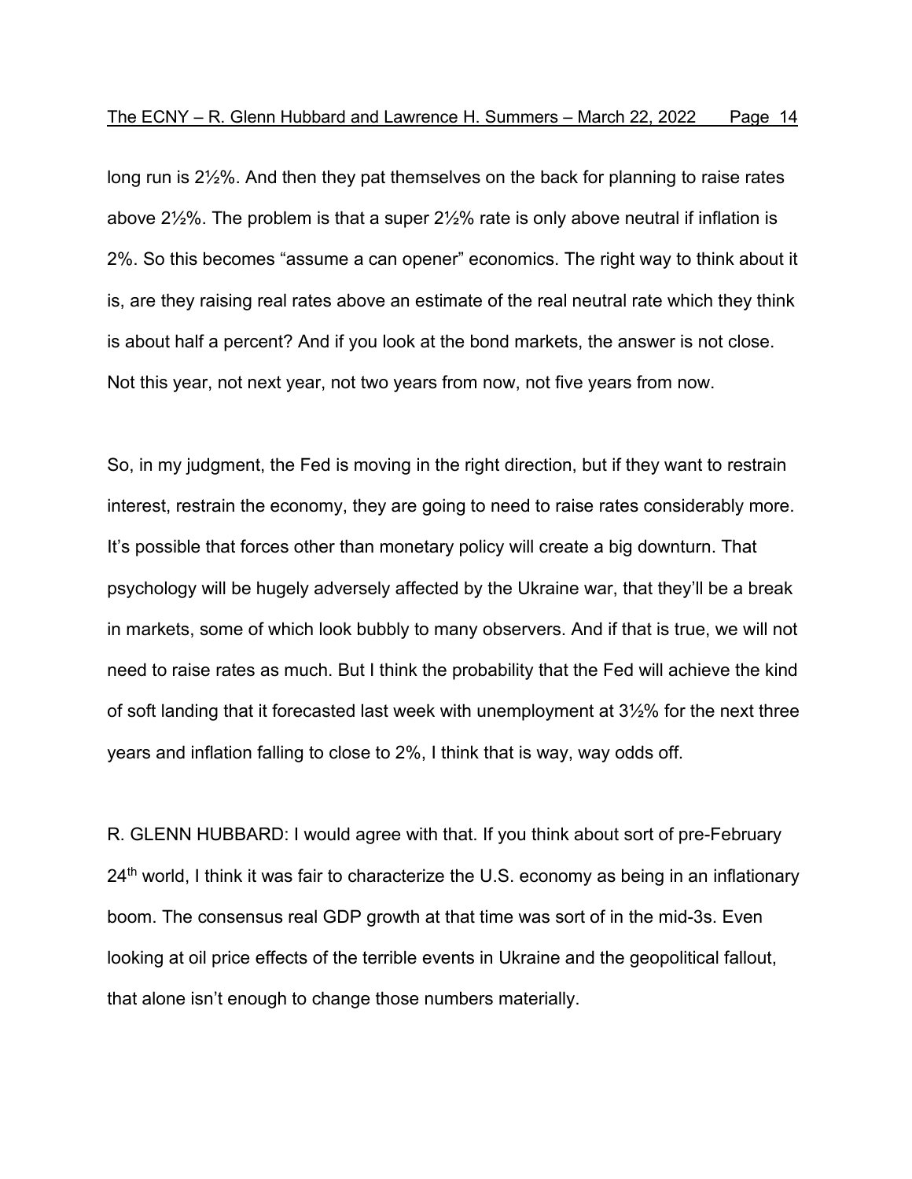long run is 2½%. And then they pat themselves on the back for planning to raise rates above 2½%. The problem is that a super 2½% rate is only above neutral if inflation is 2%. So this becomes "assume a can opener" economics. The right way to think about it is, are they raising real rates above an estimate of the real neutral rate which they think is about half a percent? And if you look at the bond markets, the answer is not close. Not this year, not next year, not two years from now, not five years from now.

So, in my judgment, the Fed is moving in the right direction, but if they want to restrain interest, restrain the economy, they are going to need to raise rates considerably more. It's possible that forces other than monetary policy will create a big downturn. That psychology will be hugely adversely affected by the Ukraine war, that they'll be a break in markets, some of which look bubbly to many observers. And if that is true, we will not need to raise rates as much. But I think the probability that the Fed will achieve the kind of soft landing that it forecasted last week with unemployment at 3½% for the next three years and inflation falling to close to 2%, I think that is way, way odds off.

R. GLENN HUBBARD: I would agree with that. If you think about sort of pre-February 24th world, I think it was fair to characterize the U.S. economy as being in an inflationary boom. The consensus real GDP growth at that time was sort of in the mid-3s. Even looking at oil price effects of the terrible events in Ukraine and the geopolitical fallout, that alone isn't enough to change those numbers materially.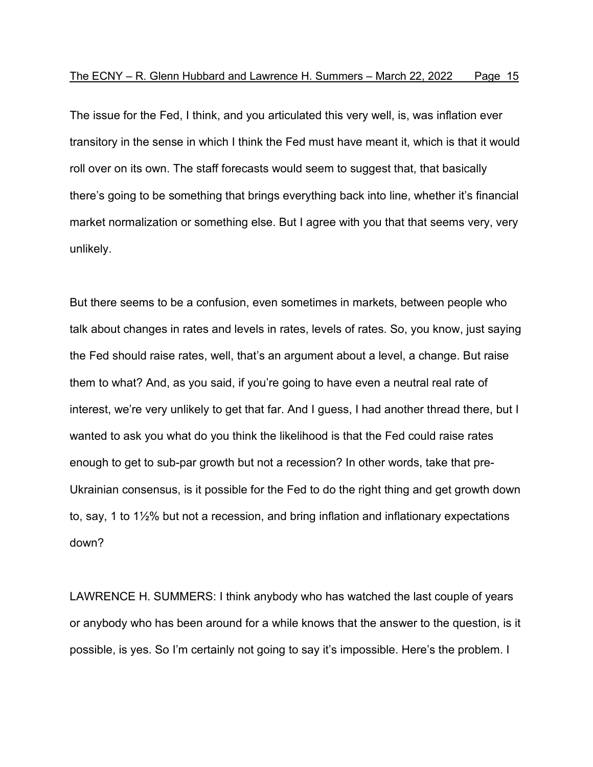The issue for the Fed, I think, and you articulated this very well, is, was inflation ever transitory in the sense in which I think the Fed must have meant it, which is that it would roll over on its own. The staff forecasts would seem to suggest that, that basically there's going to be something that brings everything back into line, whether it's financial market normalization or something else. But I agree with you that that seems very, very unlikely.

But there seems to be a confusion, even sometimes in markets, between people who talk about changes in rates and levels in rates, levels of rates. So, you know, just saying the Fed should raise rates, well, that's an argument about a level, a change. But raise them to what? And, as you said, if you're going to have even a neutral real rate of interest, we're very unlikely to get that far. And I guess, I had another thread there, but I wanted to ask you what do you think the likelihood is that the Fed could raise rates enough to get to sub-par growth but not a recession? In other words, take that pre-Ukrainian consensus, is it possible for the Fed to do the right thing and get growth down to, say, 1 to 1½% but not a recession, and bring inflation and inflationary expectations down?

LAWRENCE H. SUMMERS: I think anybody who has watched the last couple of years or anybody who has been around for a while knows that the answer to the question, is it possible, is yes. So I'm certainly not going to say it's impossible. Here's the problem. I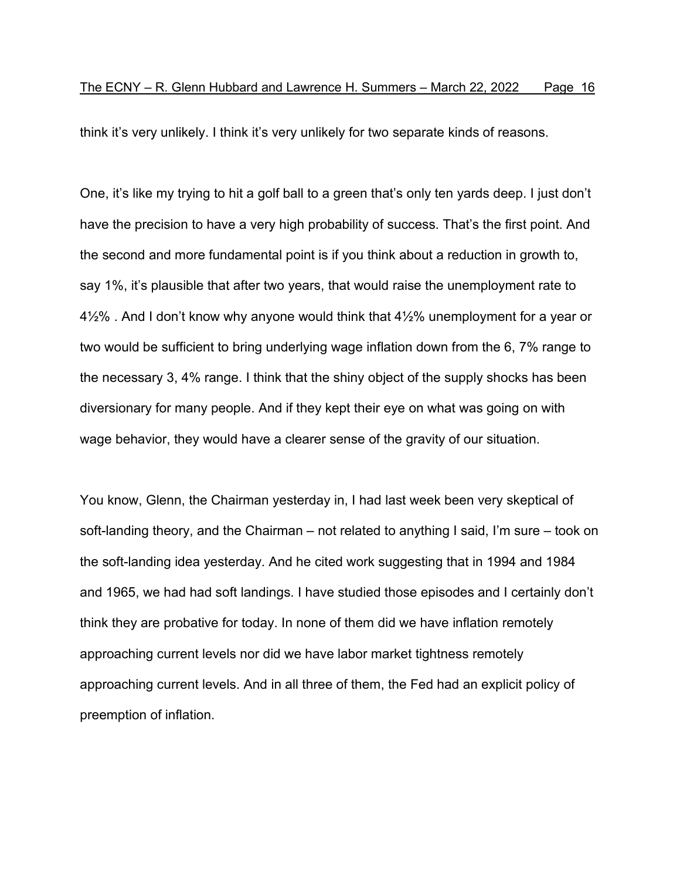think it's very unlikely. I think it's very unlikely for two separate kinds of reasons.

One, it's like my trying to hit a golf ball to a green that's only ten yards deep. I just don't have the precision to have a very high probability of success. That's the first point. And the second and more fundamental point is if you think about a reduction in growth to, say 1%, it's plausible that after two years, that would raise the unemployment rate to 4½% . And I don't know why anyone would think that 4½% unemployment for a year or two would be sufficient to bring underlying wage inflation down from the 6, 7% range to the necessary 3, 4% range. I think that the shiny object of the supply shocks has been diversionary for many people. And if they kept their eye on what was going on with wage behavior, they would have a clearer sense of the gravity of our situation.

You know, Glenn, the Chairman yesterday in, I had last week been very skeptical of soft-landing theory, and the Chairman – not related to anything I said, I'm sure – took on the soft-landing idea yesterday. And he cited work suggesting that in 1994 and 1984 and 1965, we had had soft landings. I have studied those episodes and I certainly don't think they are probative for today. In none of them did we have inflation remotely approaching current levels nor did we have labor market tightness remotely approaching current levels. And in all three of them, the Fed had an explicit policy of preemption of inflation.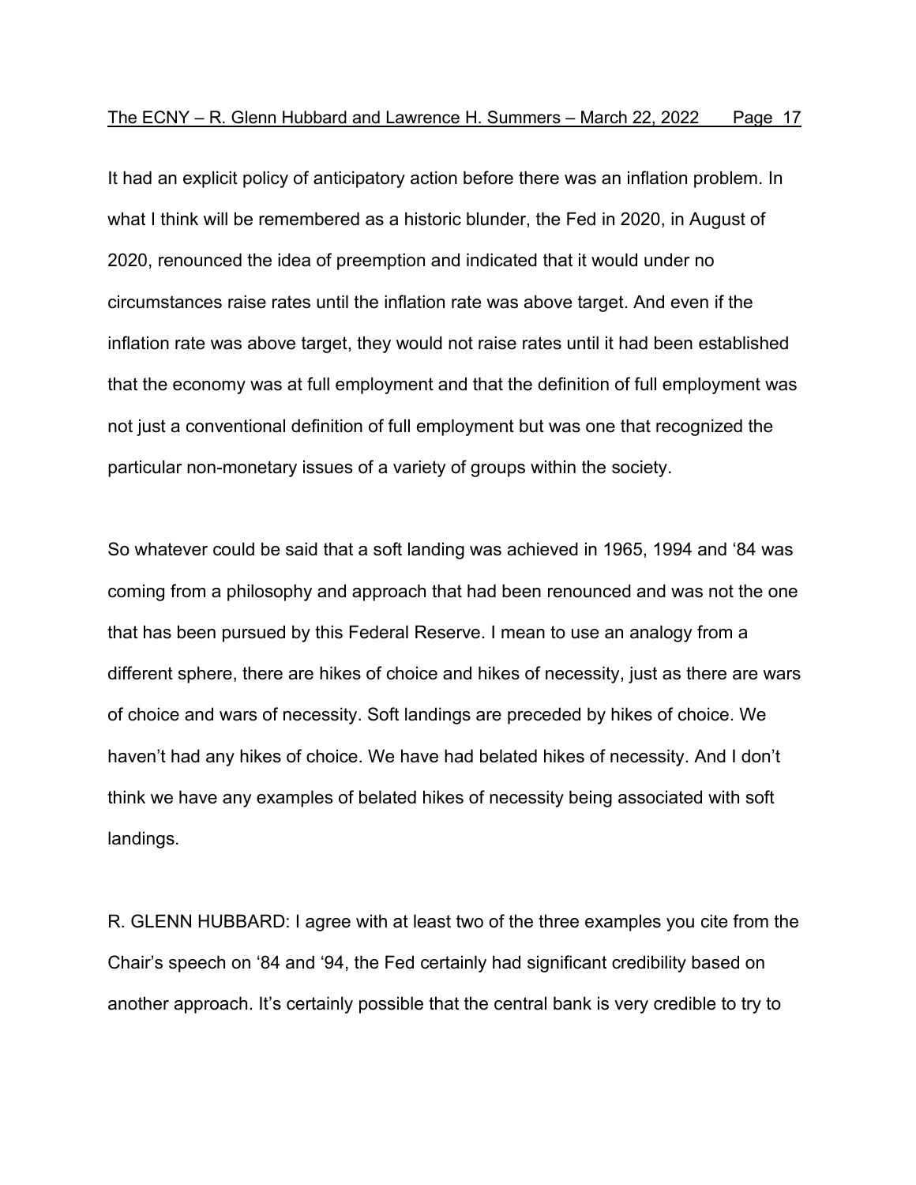It had an explicit policy of anticipatory action before there was an inflation problem. In what I think will be remembered as a historic blunder, the Fed in 2020, in August of 2020, renounced the idea of preemption and indicated that it would under no circumstances raise rates until the inflation rate was above target. And even if the inflation rate was above target, they would not raise rates until it had been established that the economy was at full employment and that the definition of full employment was not just a conventional definition of full employment but was one that recognized the particular non-monetary issues of a variety of groups within the society.

So whatever could be said that a soft landing was achieved in 1965, 1994 and '84 was coming from a philosophy and approach that had been renounced and was not the one that has been pursued by this Federal Reserve. I mean to use an analogy from a different sphere, there are hikes of choice and hikes of necessity, just as there are wars of choice and wars of necessity. Soft landings are preceded by hikes of choice. We haven't had any hikes of choice. We have had belated hikes of necessity. And I don't think we have any examples of belated hikes of necessity being associated with soft landings.

R. GLENN HUBBARD: I agree with at least two of the three examples you cite from the Chair's speech on '84 and '94, the Fed certainly had significant credibility based on another approach. It's certainly possible that the central bank is very credible to try to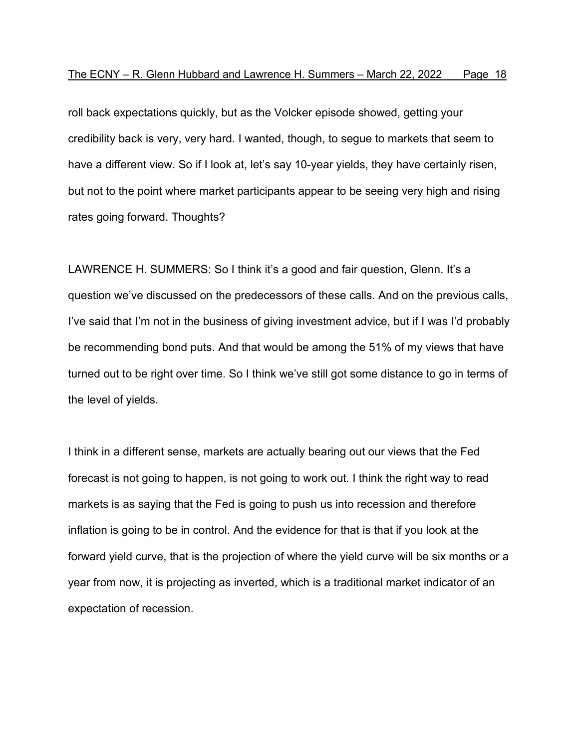roll back expectations quickly, but as the Volcker episode showed, getting your credibility back is very, very hard. I wanted, though, to segue to markets that seem to have a different view. So if I look at, let's say 10-year yields, they have certainly risen, but not to the point where market participants appear to be seeing very high and rising rates going forward. Thoughts?

LAWRENCE H. SUMMERS: So I think it's a good and fair question, Glenn. It's a question we've discussed on the predecessors of these calls. And on the previous calls, I've said that I'm not in the business of giving investment advice, but if I was I'd probably be recommending bond puts. And that would be among the 51% of my views that have turned out to be right over time. So I think we've still got some distance to go in terms of the level of yields.

I think in a different sense, markets are actually bearing out our views that the Fed forecast is not going to happen, is not going to work out. I think the right way to read markets is as saying that the Fed is going to push us into recession and therefore inflation is going to be in control. And the evidence for that is that if you look at the forward yield curve, that is the projection of where the yield curve will be six months or a year from now, it is projecting as inverted, which is a traditional market indicator of an expectation of recession.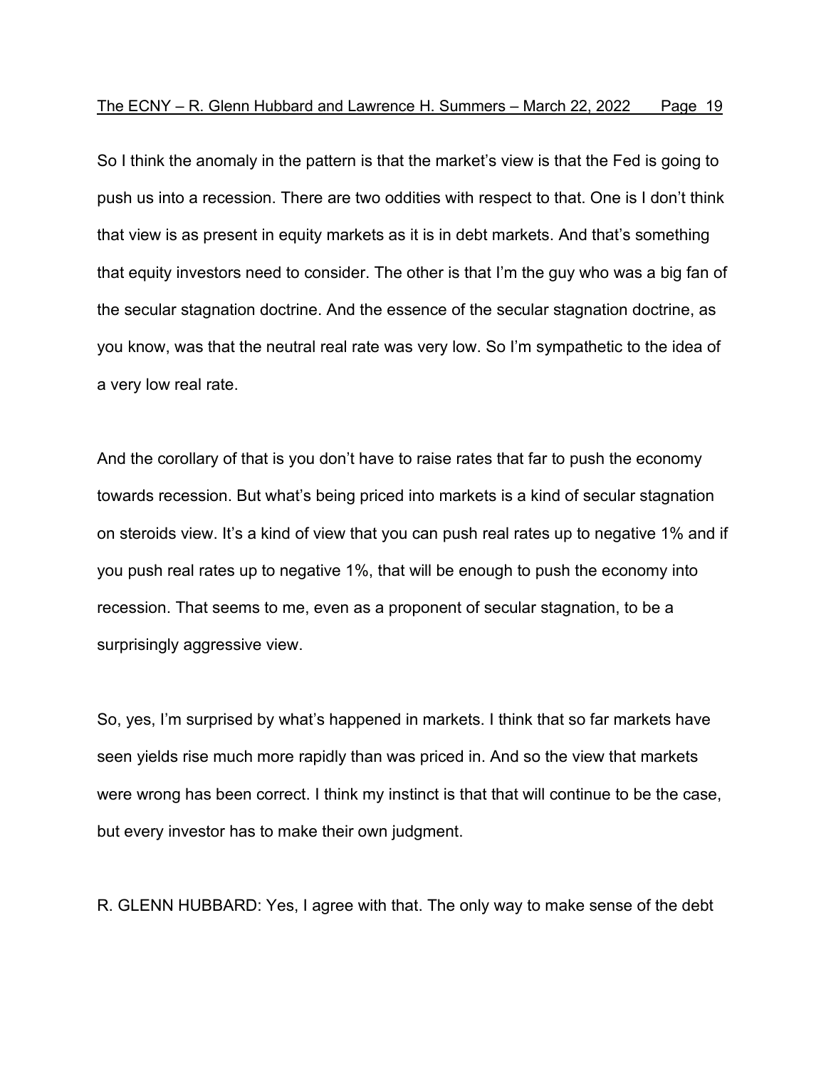So I think the anomaly in the pattern is that the market's view is that the Fed is going to push us into a recession. There are two oddities with respect to that. One is I don't think that view is as present in equity markets as it is in debt markets. And that's something that equity investors need to consider. The other is that I'm the guy who was a big fan of the secular stagnation doctrine. And the essence of the secular stagnation doctrine, as you know, was that the neutral real rate was very low. So I'm sympathetic to the idea of a very low real rate.

And the corollary of that is you don't have to raise rates that far to push the economy towards recession. But what's being priced into markets is a kind of secular stagnation on steroids view. It's a kind of view that you can push real rates up to negative 1% and if you push real rates up to negative 1%, that will be enough to push the economy into recession. That seems to me, even as a proponent of secular stagnation, to be a surprisingly aggressive view.

So, yes, I'm surprised by what's happened in markets. I think that so far markets have seen yields rise much more rapidly than was priced in. And so the view that markets were wrong has been correct. I think my instinct is that that will continue to be the case, but every investor has to make their own judgment.

R. GLENN HUBBARD: Yes, I agree with that. The only way to make sense of the debt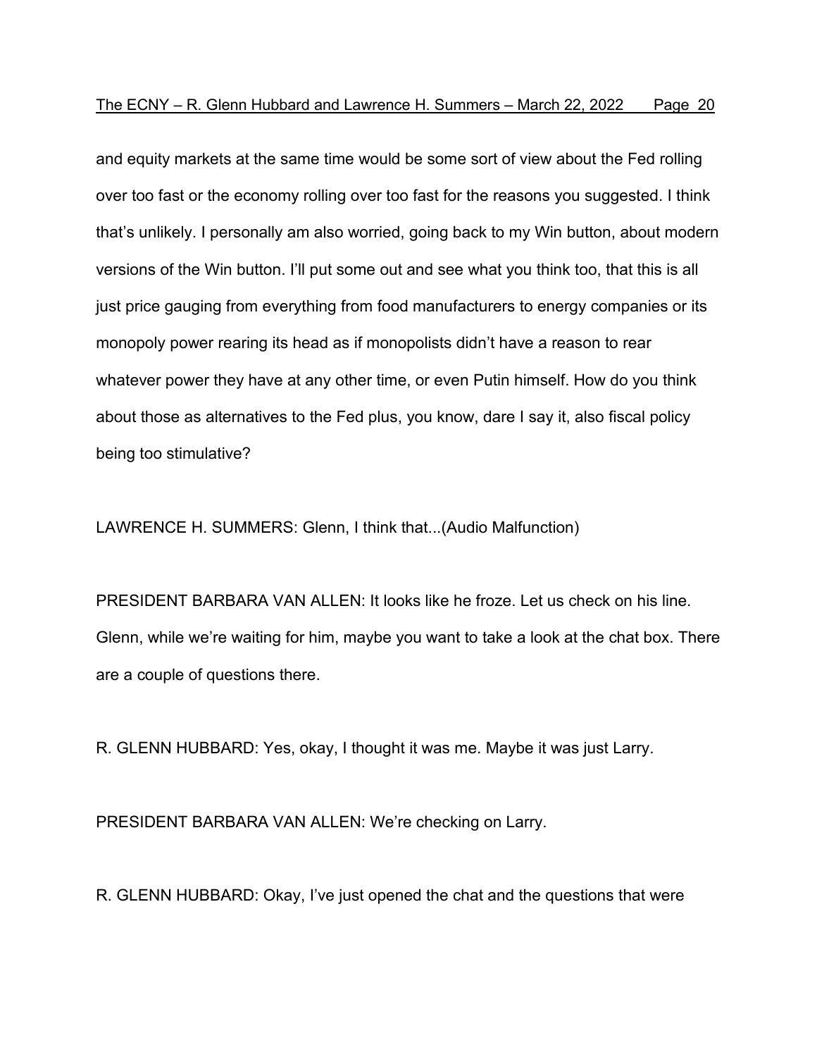and equity markets at the same time would be some sort of view about the Fed rolling over too fast or the economy rolling over too fast for the reasons you suggested. I think that's unlikely. I personally am also worried, going back to my Win button, about modern versions of the Win button. I'll put some out and see what you think too, that this is all just price gauging from everything from food manufacturers to energy companies or its monopoly power rearing its head as if monopolists didn't have a reason to rear whatever power they have at any other time, or even Putin himself. How do you think about those as alternatives to the Fed plus, you know, dare I say it, also fiscal policy being too stimulative?

LAWRENCE H. SUMMERS: Glenn, I think that...(Audio Malfunction)

PRESIDENT BARBARA VAN ALLEN: It looks like he froze. Let us check on his line. Glenn, while we're waiting for him, maybe you want to take a look at the chat box. There are a couple of questions there.

R. GLENN HUBBARD: Yes, okay, I thought it was me. Maybe it was just Larry.

PRESIDENT BARBARA VAN ALLEN: We're checking on Larry.

R. GLENN HUBBARD: Okay, I've just opened the chat and the questions that were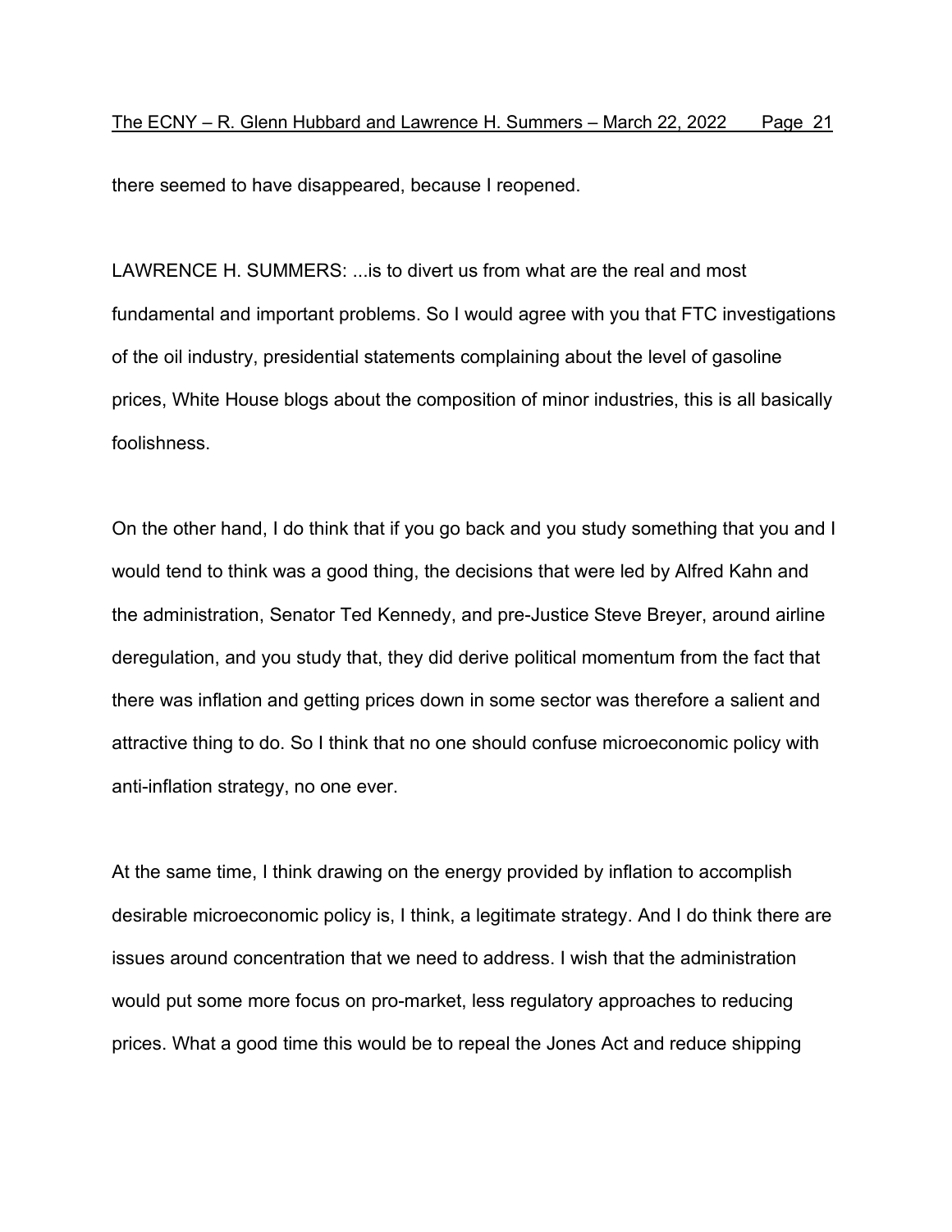there seemed to have disappeared, because I reopened.

LAWRENCE H. SUMMERS: ...is to divert us from what are the real and most fundamental and important problems. So I would agree with you that FTC investigations of the oil industry, presidential statements complaining about the level of gasoline prices, White House blogs about the composition of minor industries, this is all basically foolishness.

On the other hand, I do think that if you go back and you study something that you and I would tend to think was a good thing, the decisions that were led by Alfred Kahn and the administration, Senator Ted Kennedy, and pre-Justice Steve Breyer, around airline deregulation, and you study that, they did derive political momentum from the fact that there was inflation and getting prices down in some sector was therefore a salient and attractive thing to do. So I think that no one should confuse microeconomic policy with anti-inflation strategy, no one ever.

At the same time, I think drawing on the energy provided by inflation to accomplish desirable microeconomic policy is, I think, a legitimate strategy. And I do think there are issues around concentration that we need to address. I wish that the administration would put some more focus on pro-market, less regulatory approaches to reducing prices. What a good time this would be to repeal the Jones Act and reduce shipping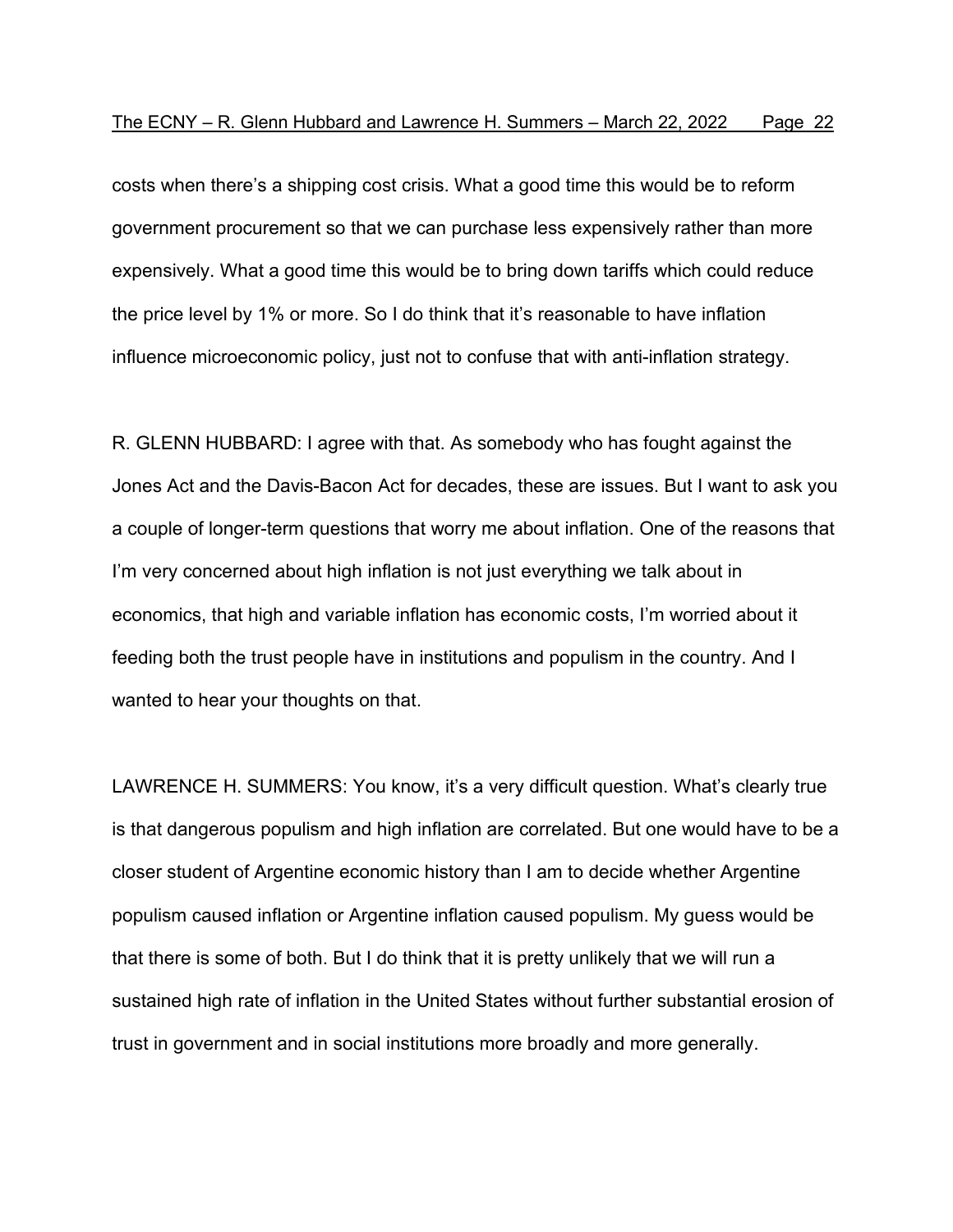costs when there's a shipping cost crisis. What a good time this would be to reform government procurement so that we can purchase less expensively rather than more expensively. What a good time this would be to bring down tariffs which could reduce the price level by 1% or more. So I do think that it's reasonable to have inflation influence microeconomic policy, just not to confuse that with anti-inflation strategy.

R. GLENN HUBBARD: I agree with that. As somebody who has fought against the Jones Act and the Davis-Bacon Act for decades, these are issues. But I want to ask you a couple of longer-term questions that worry me about inflation. One of the reasons that I'm very concerned about high inflation is not just everything we talk about in economics, that high and variable inflation has economic costs, I'm worried about it feeding both the trust people have in institutions and populism in the country. And I wanted to hear your thoughts on that.

LAWRENCE H. SUMMERS: You know, it's a very difficult question. What's clearly true is that dangerous populism and high inflation are correlated. But one would have to be a closer student of Argentine economic history than I am to decide whether Argentine populism caused inflation or Argentine inflation caused populism. My guess would be that there is some of both. But I do think that it is pretty unlikely that we will run a sustained high rate of inflation in the United States without further substantial erosion of trust in government and in social institutions more broadly and more generally.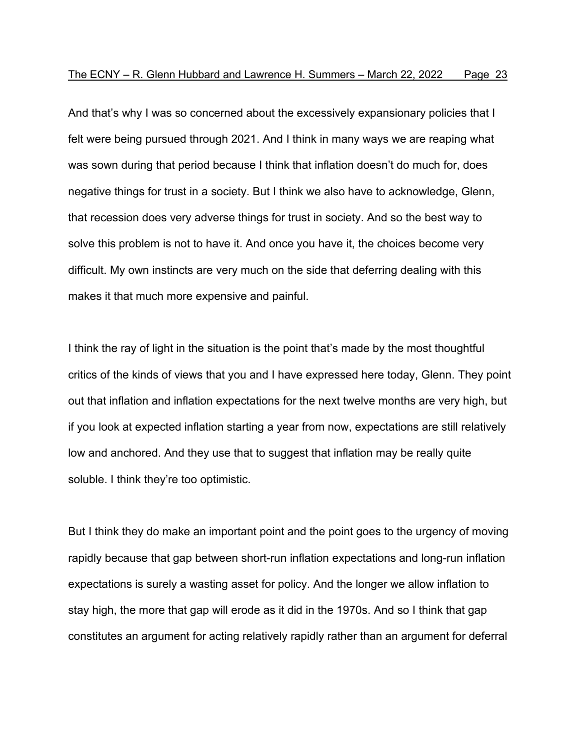And that's why I was so concerned about the excessively expansionary policies that I felt were being pursued through 2021. And I think in many ways we are reaping what was sown during that period because I think that inflation doesn't do much for, does negative things for trust in a society. But I think we also have to acknowledge, Glenn, that recession does very adverse things for trust in society. And so the best way to solve this problem is not to have it. And once you have it, the choices become very difficult. My own instincts are very much on the side that deferring dealing with this makes it that much more expensive and painful.

I think the ray of light in the situation is the point that's made by the most thoughtful critics of the kinds of views that you and I have expressed here today, Glenn. They point out that inflation and inflation expectations for the next twelve months are very high, but if you look at expected inflation starting a year from now, expectations are still relatively low and anchored. And they use that to suggest that inflation may be really quite soluble. I think they're too optimistic.

But I think they do make an important point and the point goes to the urgency of moving rapidly because that gap between short-run inflation expectations and long-run inflation expectations is surely a wasting asset for policy. And the longer we allow inflation to stay high, the more that gap will erode as it did in the 1970s. And so I think that gap constitutes an argument for acting relatively rapidly rather than an argument for deferral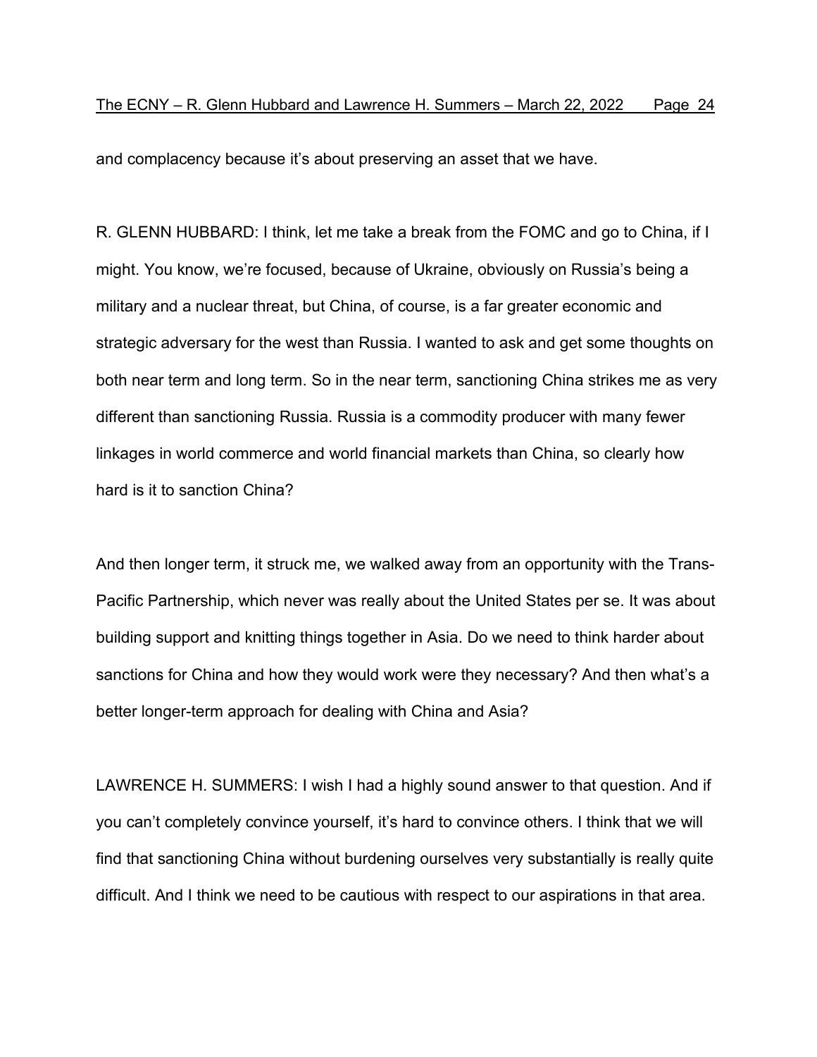and complacency because it's about preserving an asset that we have.

R. GLENN HUBBARD: I think, let me take a break from the FOMC and go to China, if I might. You know, we're focused, because of Ukraine, obviously on Russia's being a military and a nuclear threat, but China, of course, is a far greater economic and strategic adversary for the west than Russia. I wanted to ask and get some thoughts on both near term and long term. So in the near term, sanctioning China strikes me as very different than sanctioning Russia. Russia is a commodity producer with many fewer linkages in world commerce and world financial markets than China, so clearly how hard is it to sanction China?

And then longer term, it struck me, we walked away from an opportunity with the Trans-Pacific Partnership, which never was really about the United States per se. It was about building support and knitting things together in Asia. Do we need to think harder about sanctions for China and how they would work were they necessary? And then what's a better longer-term approach for dealing with China and Asia?

LAWRENCE H. SUMMERS: I wish I had a highly sound answer to that question. And if you can't completely convince yourself, it's hard to convince others. I think that we will find that sanctioning China without burdening ourselves very substantially is really quite difficult. And I think we need to be cautious with respect to our aspirations in that area.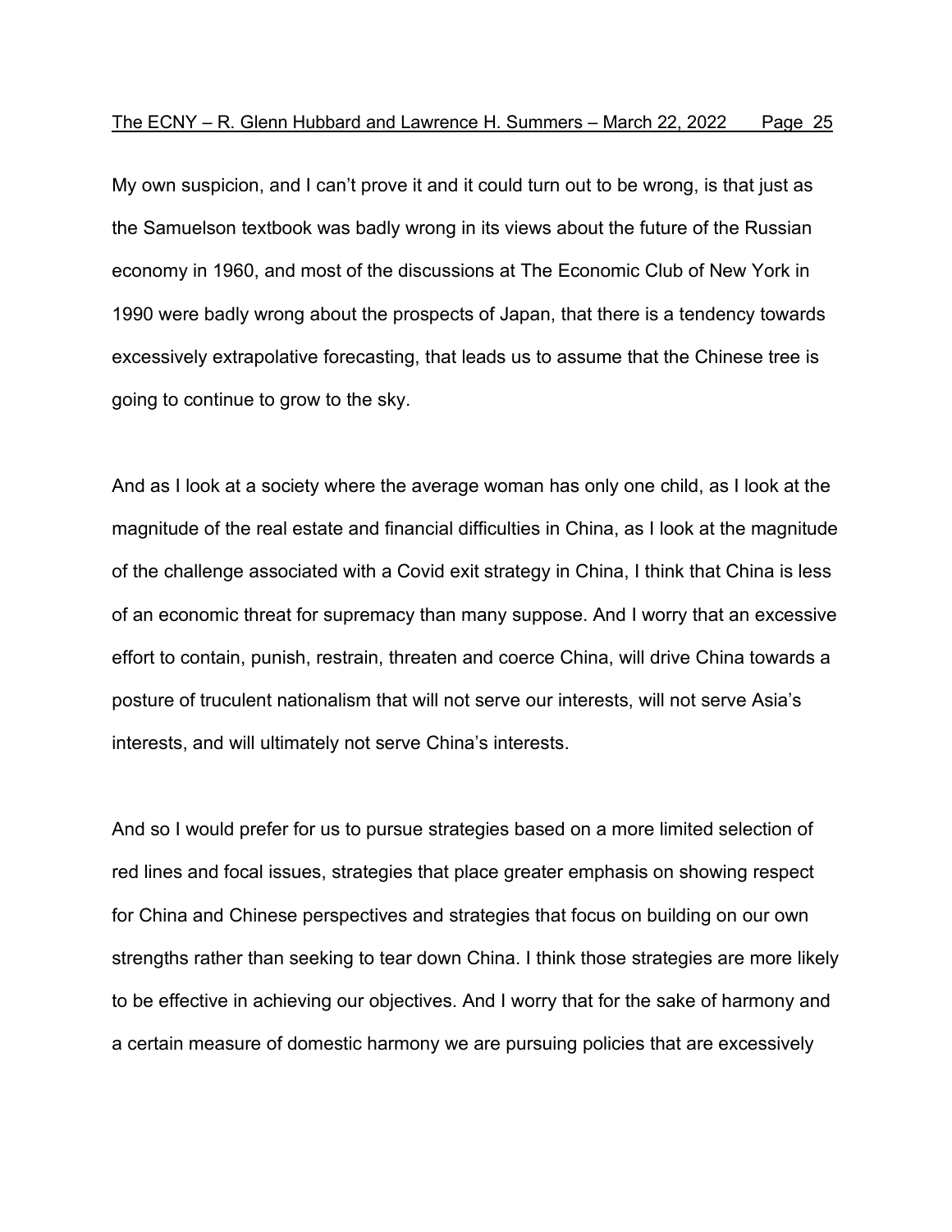My own suspicion, and I can't prove it and it could turn out to be wrong, is that just as the Samuelson textbook was badly wrong in its views about the future of the Russian economy in 1960, and most of the discussions at The Economic Club of New York in 1990 were badly wrong about the prospects of Japan, that there is a tendency towards excessively extrapolative forecasting, that leads us to assume that the Chinese tree is going to continue to grow to the sky.

And as I look at a society where the average woman has only one child, as I look at the magnitude of the real estate and financial difficulties in China, as I look at the magnitude of the challenge associated with a Covid exit strategy in China, I think that China is less of an economic threat for supremacy than many suppose. And I worry that an excessive effort to contain, punish, restrain, threaten and coerce China, will drive China towards a posture of truculent nationalism that will not serve our interests, will not serve Asia's interests, and will ultimately not serve China's interests.

And so I would prefer for us to pursue strategies based on a more limited selection of red lines and focal issues, strategies that place greater emphasis on showing respect for China and Chinese perspectives and strategies that focus on building on our own strengths rather than seeking to tear down China. I think those strategies are more likely to be effective in achieving our objectives. And I worry that for the sake of harmony and a certain measure of domestic harmony we are pursuing policies that are excessively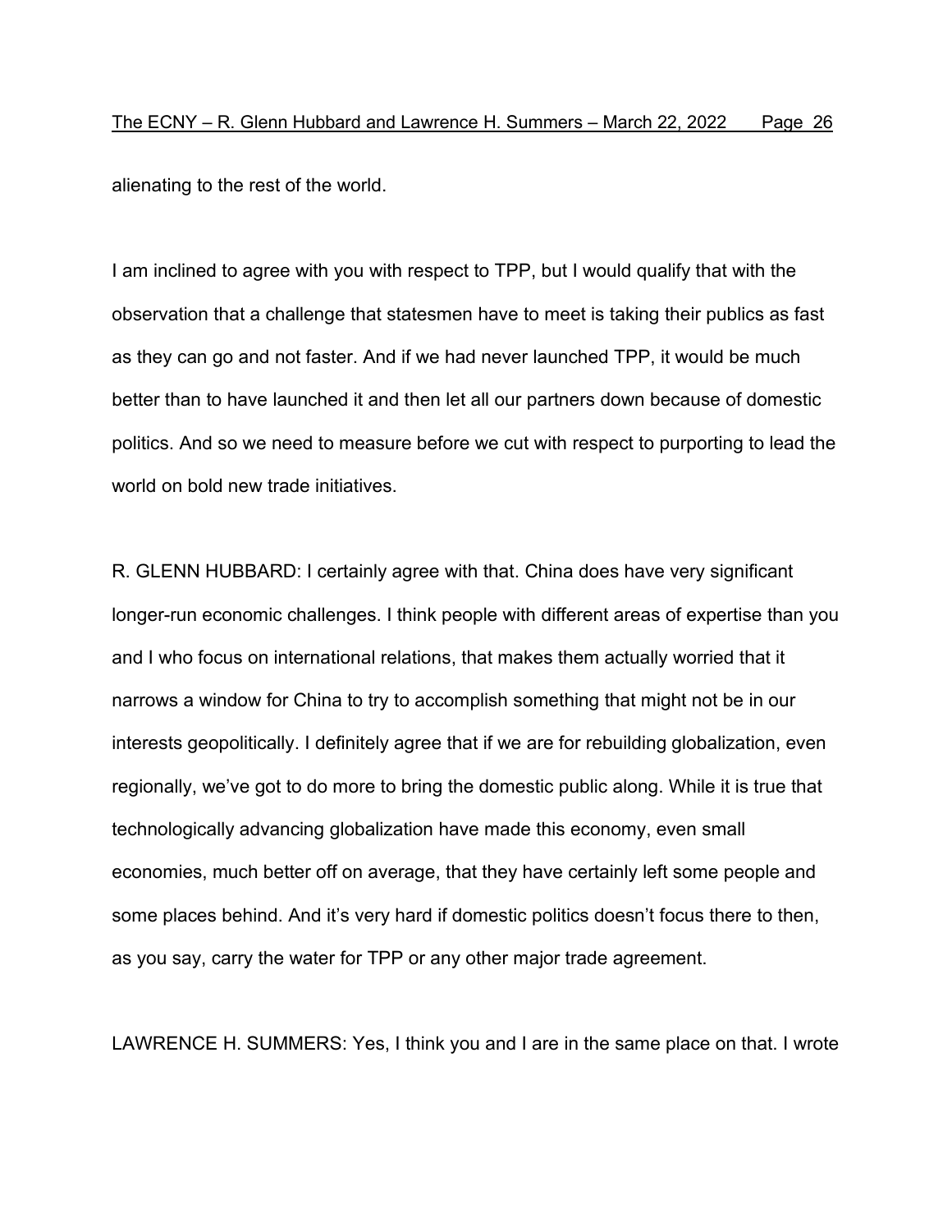alienating to the rest of the world.

I am inclined to agree with you with respect to TPP, but I would qualify that with the observation that a challenge that statesmen have to meet is taking their publics as fast as they can go and not faster. And if we had never launched TPP, it would be much better than to have launched it and then let all our partners down because of domestic politics. And so we need to measure before we cut with respect to purporting to lead the world on bold new trade initiatives.

R. GLENN HUBBARD: I certainly agree with that. China does have very significant longer-run economic challenges. I think people with different areas of expertise than you and I who focus on international relations, that makes them actually worried that it narrows a window for China to try to accomplish something that might not be in our interests geopolitically. I definitely agree that if we are for rebuilding globalization, even regionally, we've got to do more to bring the domestic public along. While it is true that technologically advancing globalization have made this economy, even small economies, much better off on average, that they have certainly left some people and some places behind. And it's very hard if domestic politics doesn't focus there to then, as you say, carry the water for TPP or any other major trade agreement.

LAWRENCE H. SUMMERS: Yes, I think you and I are in the same place on that. I wrote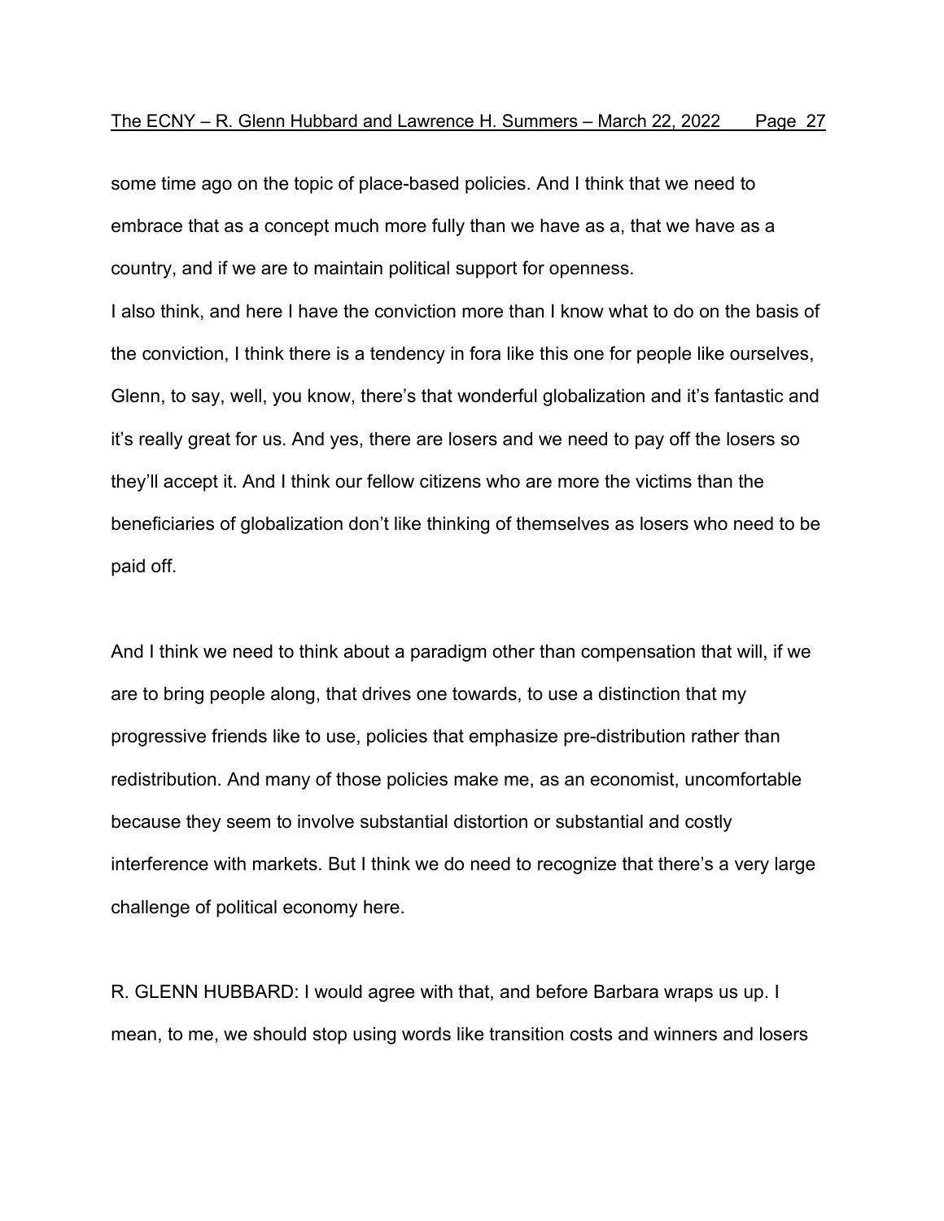some time ago on the topic of place-based policies. And I think that we need to embrace that as a concept much more fully than we have as a, that we have as a country, and if we are to maintain political support for openness.

I also think, and here I have the conviction more than I know what to do on the basis of the conviction, I think there is a tendency in fora like this one for people like ourselves, Glenn, to say, well, you know, there's that wonderful globalization and it's fantastic and it's really great for us. And yes, there are losers and we need to pay off the losers so they'll accept it. And I think our fellow citizens who are more the victims than the beneficiaries of globalization don't like thinking of themselves as losers who need to be paid off.

And I think we need to think about a paradigm other than compensation that will, if we are to bring people along, that drives one towards, to use a distinction that my progressive friends like to use, policies that emphasize pre-distribution rather than redistribution. And many of those policies make me, as an economist, uncomfortable because they seem to involve substantial distortion or substantial and costly interference with markets. But I think we do need to recognize that there's a very large challenge of political economy here.

R. GLENN HUBBARD: I would agree with that, and before Barbara wraps us up. I mean, to me, we should stop using words like transition costs and winners and losers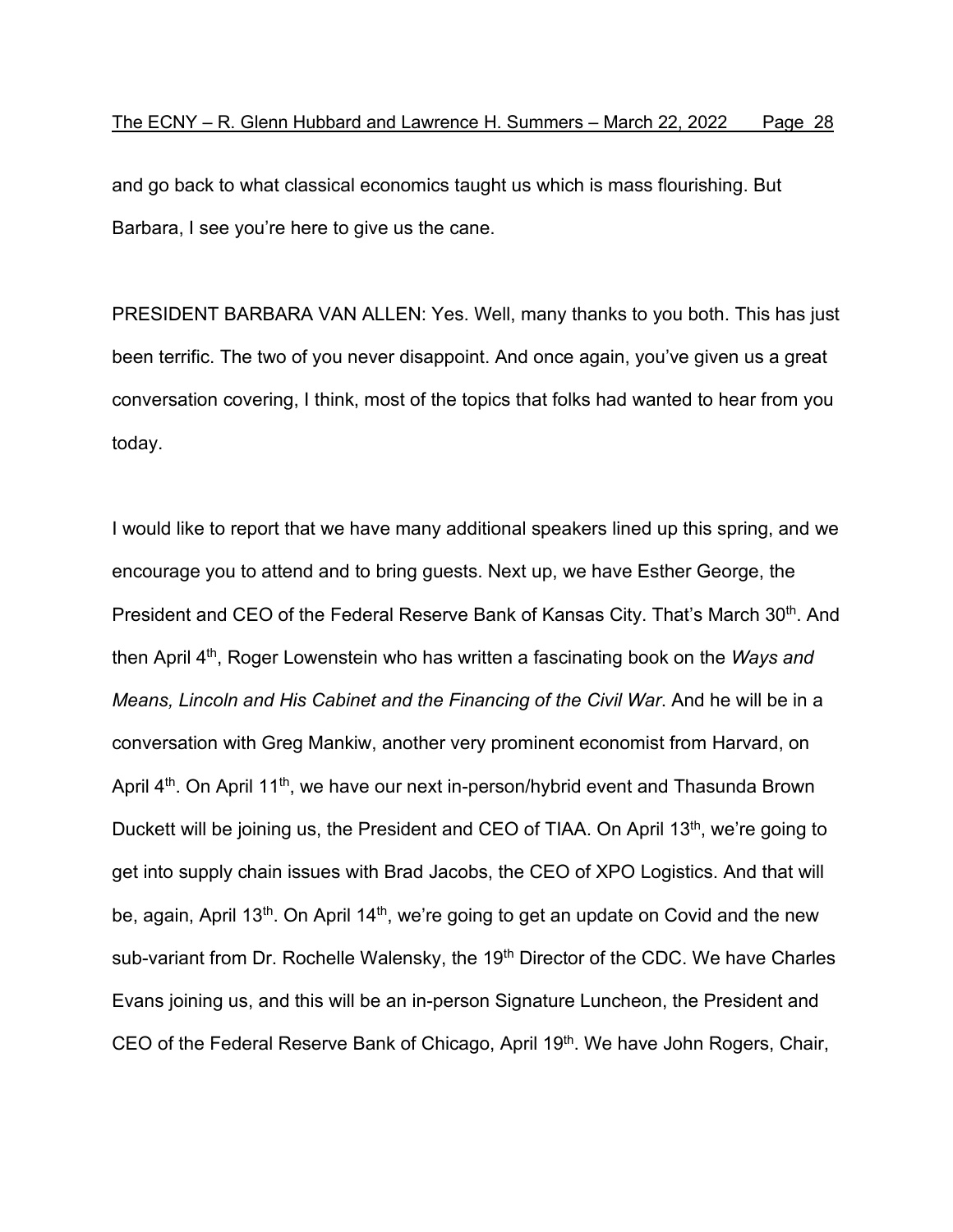and go back to what classical economics taught us which is mass flourishing. But Barbara, I see you're here to give us the cane.

PRESIDENT BARBARA VAN ALLEN: Yes. Well, many thanks to you both. This has just been terrific. The two of you never disappoint. And once again, you've given us a great conversation covering, I think, most of the topics that folks had wanted to hear from you today.

I would like to report that we have many additional speakers lined up this spring, and we encourage you to attend and to bring guests. Next up, we have Esther George, the President and CEO of the Federal Reserve Bank of Kansas City. That's March 30th. And then April 4th, Roger Lowenstein who has written a fascinating book on the *Ways and Means, Lincoln and His Cabinet and the Financing of the Civil War*. And he will be in a conversation with Greg Mankiw, another very prominent economist from Harvard, on April 4th. On April 11th, we have our next in-person/hybrid event and Thasunda Brown Duckett will be joining us, the President and CEO of TIAA. On April 13th, we're going to get into supply chain issues with Brad Jacobs, the CEO of XPO Logistics. And that will be, again, April 13th. On April 14th, we're going to get an update on Covid and the new sub-variant from Dr. Rochelle Walensky, the 19th Director of the CDC. We have Charles Evans joining us, and this will be an in-person Signature Luncheon, the President and CEO of the Federal Reserve Bank of Chicago, April 19th. We have John Rogers, Chair,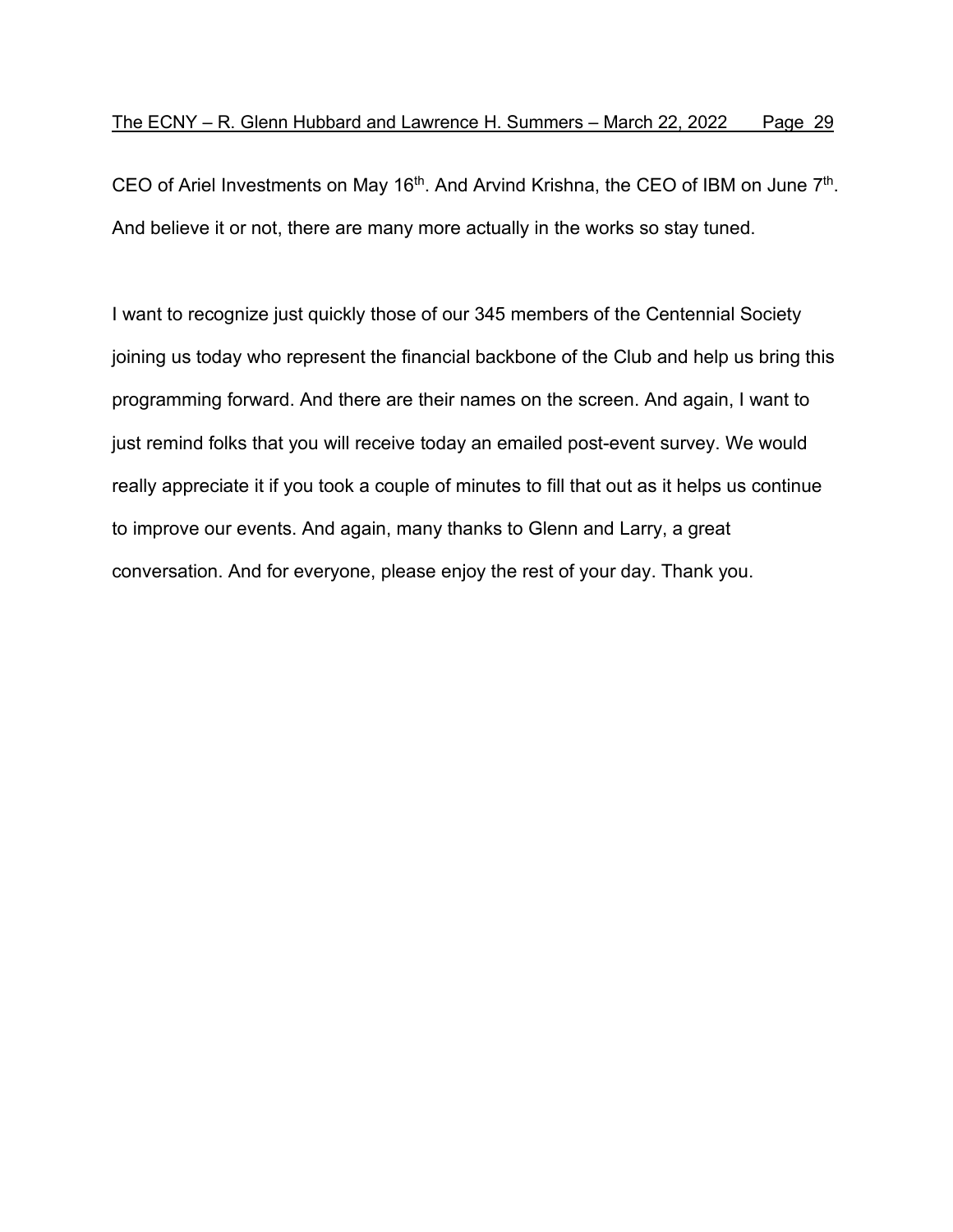CEO of Ariel Investments on May 16th. And Arvind Krishna, the CEO of IBM on June 7th. And believe it or not, there are many more actually in the works so stay tuned.

I want to recognize just quickly those of our 345 members of the Centennial Society joining us today who represent the financial backbone of the Club and help us bring this programming forward. And there are their names on the screen. And again, I want to just remind folks that you will receive today an emailed post-event survey. We would really appreciate it if you took a couple of minutes to fill that out as it helps us continue to improve our events. And again, many thanks to Glenn and Larry, a great conversation. And for everyone, please enjoy the rest of your day. Thank you.